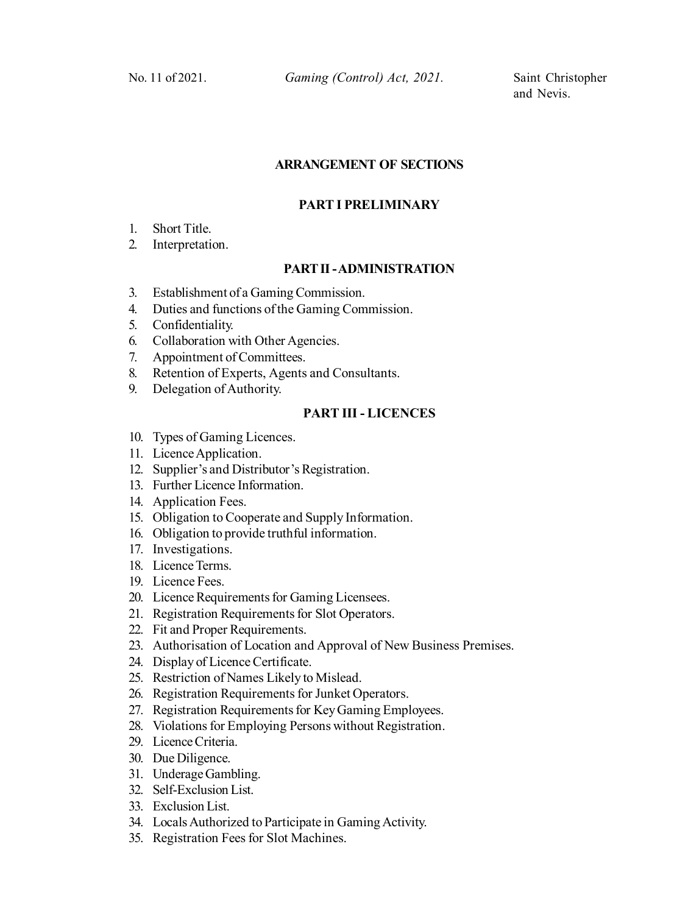No. 11 of 2021. *Gaming (Control) Act, 2021.* Saint Christopher and Nevis.

## ARRANGEMENT OF SECTIONS

### PART I PRELIMINARY

1. Short Title.
2. Interpretation.

### PART II - ADMINISTRATION

3. Establishment of a Gaming Commission.
4. Duties and functions of the Gaming Commission.
5. Confidentiality.
6. Collaboration with Other Agencies.
7. Appointment of Committees.
8. Retention of Experts, Agents and Consultants.
9. Delegation of Authority.

### PART III - LICENCES

10. Types of Gaming Licences.
11. Licence Application.
12. Supplier's and Distributor's Registration.
13. Further Licence Information.
14. Application Fees.
15. Obligation to Cooperate and Supply Information.
16. Obligation to provide truthful information.
17. Investigations.
18. Licence Terms.
19. Licence Fees.
20. Licence Requirements for Gaming Licensees.
21. Registration Requirements for Slot Operators.
22. Fit and Proper Requirements.
23. Authorisation of Location and Approval of New Business Premises.
24. Display of Licence Certificate.
25. Restriction of Names Likely to Mislead.
26. Registration Requirements for Junket Operators.
27. Registration Requirements for Key Gaming Employees.
28. Violations for Employing Persons without Registration.
29. Licence Criteria.
30. Due Diligence.
31. Underage Gambling.
32. Self-Exclusion List.
33. Exclusion List.
34. Locals Authorized to Participate in Gaming Activity.
35. Registration Fees for Slot Machines.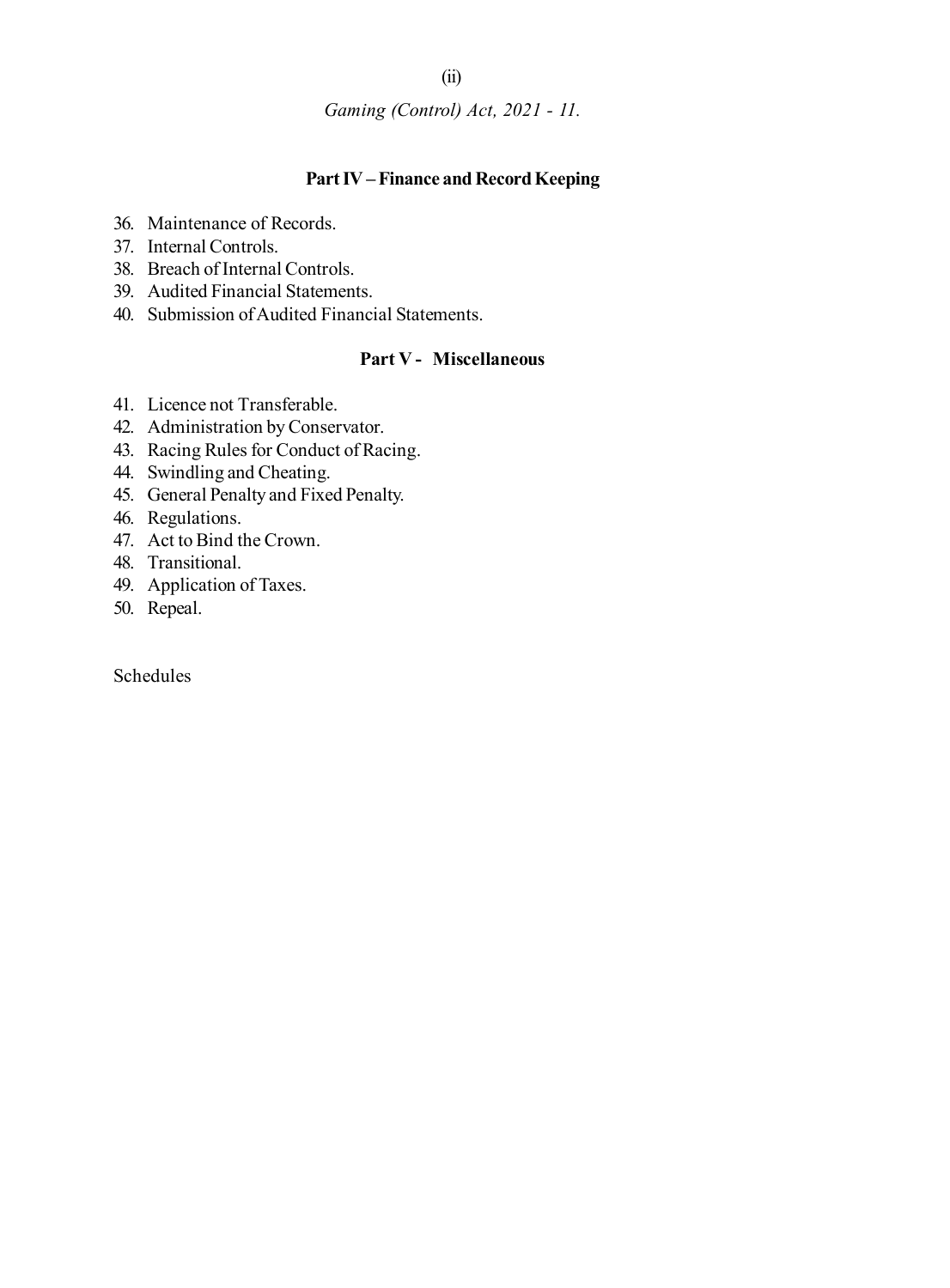## Part IV – Finance and Record Keeping

36. Maintenance of Records.
37. Internal Controls.
38. Breach of Internal Controls.
39. Audited Financial Statements.
40. Submission of Audited Financial Statements.

## Part V - Miscellaneous

41. Licence not Transferable.
42. Administration by Conservator.
43. Racing Rules for Conduct of Racing.
44. Swindling and Cheating.
45. General Penalty and Fixed Penalty.
46. Regulations.
47. Act to Bind the Crown.
48. Transitional.
49. Application of Taxes.
50. Repeal.

Schedules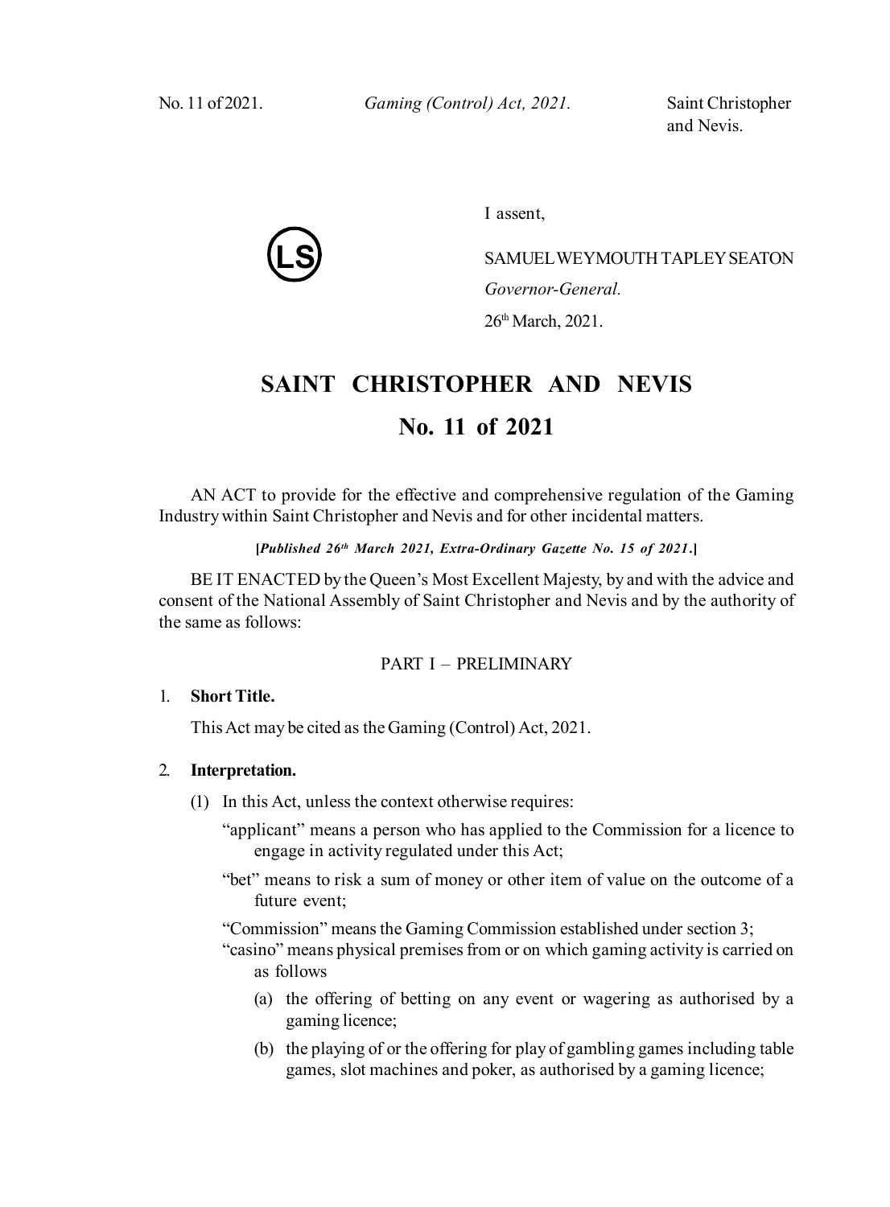I assent,

(LS)

SAMUEL WEYMOUTH TAPLEY SEATON
*Governor-General.*
26th March, 2021.

# SAINT CHRISTOPHER AND NEVIS

# No. 11 of 2021

AN ACT to provide for the effective and comprehensive regulation of the Gaming Industry within Saint Christopher and Nevis and for other incidental matters.

***[Published 26th March 2021, Extra-Ordinary Gazette No. 15 of 2021.]***

BE IT ENACTED by the Queen's Most Excellent Majesty, by and with the advice and consent of the National Assembly of Saint Christopher and Nevis and by the authority of the same as follows:

## PART I – PRELIMINARY

### 1. Short Title.

This Act may be cited as the Gaming (Control) Act, 2021.

### 2. Interpretation.

(1) In this Act, unless the context otherwise requires:

"applicant" means a person who has applied to the Commission for a licence to engage in activity regulated under this Act;

"bet" means to risk a sum of money or other item of value on the outcome of a future event;

"Commission" means the Gaming Commission established under section 3;

"casino" means physical premises from or on which gaming activity is carried on as follows

(a) the offering of betting on any event or wagering as authorised by a gaming licence;

(b) the playing of or the offering for play of gambling games including table games, slot machines and poker, as authorised by a gaming licence;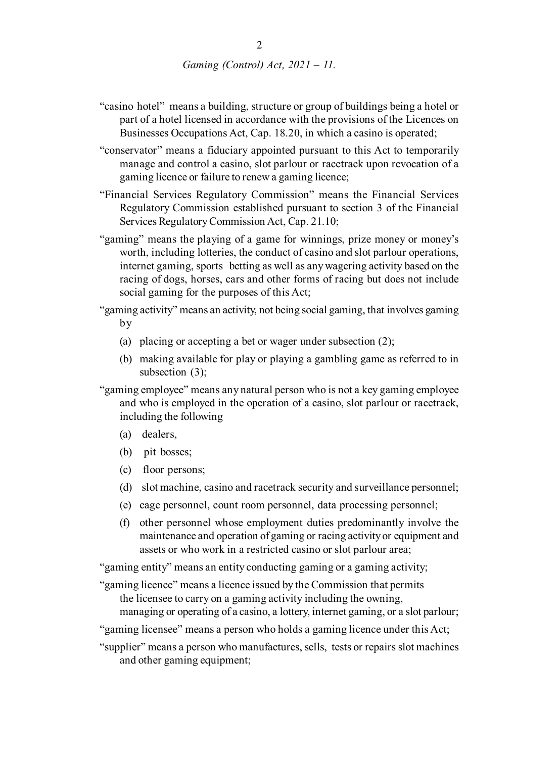"casino hotel" means a building, structure or group of buildings being a hotel or part of a hotel licensed in accordance with the provisions of the Licences on Businesses Occupations Act, Cap. 18.20, in which a casino is operated;

"conservator" means a fiduciary appointed pursuant to this Act to temporarily manage and control a casino, slot parlour or racetrack upon revocation of a gaming licence or failure to renew a gaming licence;

"Financial Services Regulatory Commission" means the Financial Services Regulatory Commission established pursuant to section 3 of the Financial Services Regulatory Commission Act, Cap. 21.10;

"gaming" means the playing of a game for winnings, prize money or money's worth, including lotteries, the conduct of casino and slot parlour operations, internet gaming, sports betting as well as any wagering activity based on the racing of dogs, horses, cars and other forms of racing but does not include social gaming for the purposes of this Act;

"gaming activity" means an activity, not being social gaming, that involves gaming by

(a) placing or accepting a bet or wager under subsection (2);

(b) making available for play or playing a gambling game as referred to in subsection (3);

"gaming employee" means any natural person who is not a key gaming employee and who is employed in the operation of a casino, slot parlour or racetrack, including the following

(a) dealers,

(b) pit bosses;

(c) floor persons;

(d) slot machine, casino and racetrack security and surveillance personnel;

(e) cage personnel, count room personnel, data processing personnel;

(f) other personnel whose employment duties predominantly involve the maintenance and operation of gaming or racing activity or equipment and assets or who work in a restricted casino or slot parlour area;

"gaming entity" means an entity conducting gaming or a gaming activity;

"gaming licence" means a licence issued by the Commission that permits the licensee to carry on a gaming activity including the owning, managing or operating of a casino, a lottery, internet gaming, or a slot parlour;

"gaming licensee" means a person who holds a gaming licence under this Act;

"supplier" means a person who manufactures, sells, tests or repairs slot machines and other gaming equipment;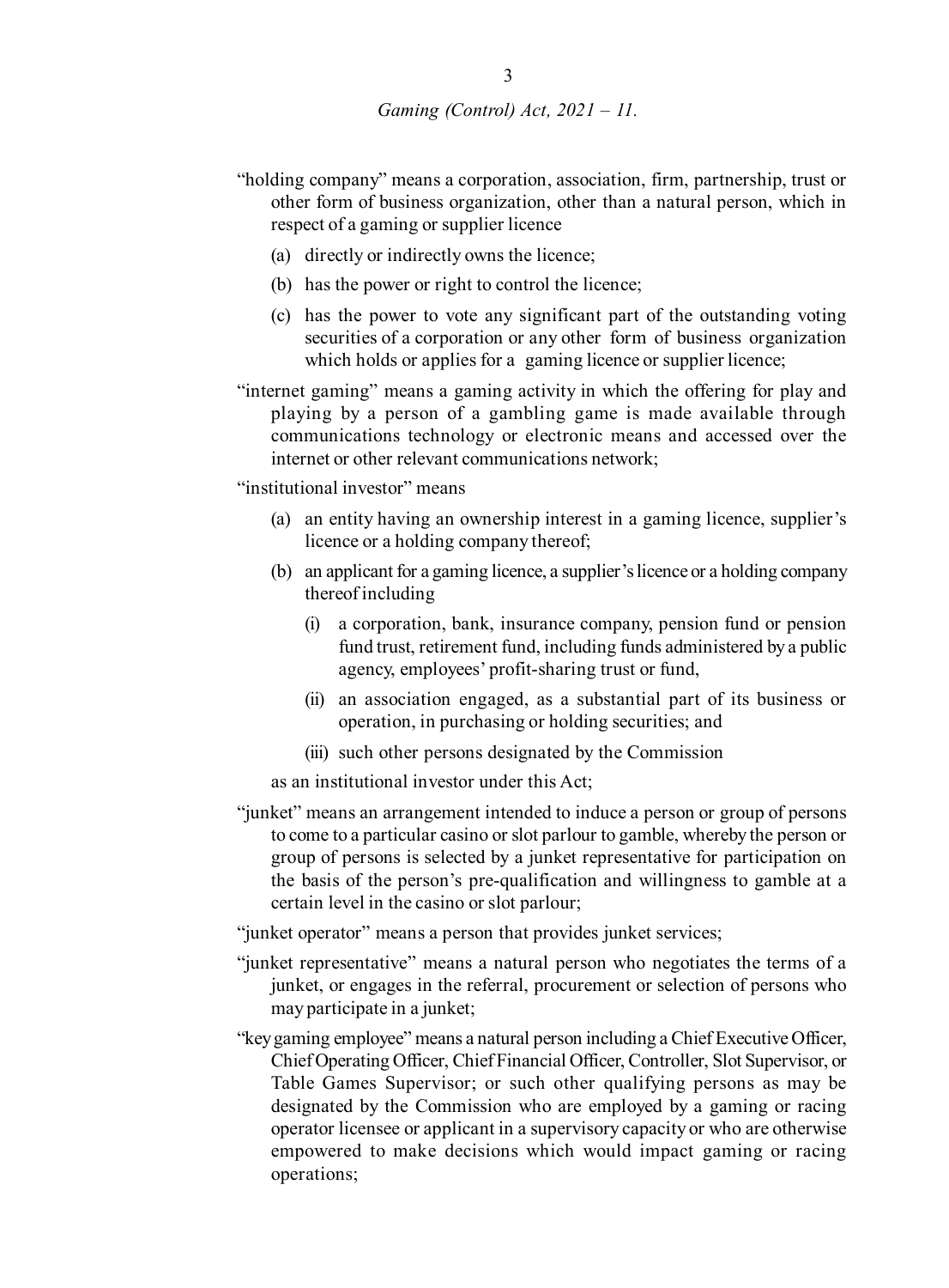"holding company" means a corporation, association, firm, partnership, trust or other form of business organization, other than a natural person, which in respect of a gaming or supplier licence

(a) directly or indirectly owns the licence;

(b) has the power or right to control the licence;

(c) has the power to vote any significant part of the outstanding voting securities of a corporation or any other form of business organization which holds or applies for a gaming licence or supplier licence;

"internet gaming" means a gaming activity in which the offering for play and playing by a person of a gambling game is made available through communications technology or electronic means and accessed over the internet or other relevant communications network;

"institutional investor" means

(a) an entity having an ownership interest in a gaming licence, supplier's licence or a holding company thereof;

(b) an applicant for a gaming licence, a supplier's licence or a holding company thereof including

(i) a corporation, bank, insurance company, pension fund or pension fund trust, retirement fund, including funds administered by a public agency, employees' profit-sharing trust or fund,

(ii) an association engaged, as a substantial part of its business or operation, in purchasing or holding securities; and

(iii) such other persons designated by the Commission

as an institutional investor under this Act;

"junket" means an arrangement intended to induce a person or group of persons to come to a particular casino or slot parlour to gamble, whereby the person or group of persons is selected by a junket representative for participation on the basis of the person's pre-qualification and willingness to gamble at a certain level in the casino or slot parlour;

"junket operator" means a person that provides junket services;

"junket representative" means a natural person who negotiates the terms of a junket, or engages in the referral, procurement or selection of persons who may participate in a junket;

"key gaming employee" means a natural person including a Chief Executive Officer, Chief Operating Officer, Chief Financial Officer, Controller, Slot Supervisor, or Table Games Supervisor; or such other qualifying persons as may be designated by the Commission who are employed by a gaming or racing operator licensee or applicant in a supervisory capacity or who are otherwise empowered to make decisions which would impact gaming or racing operations;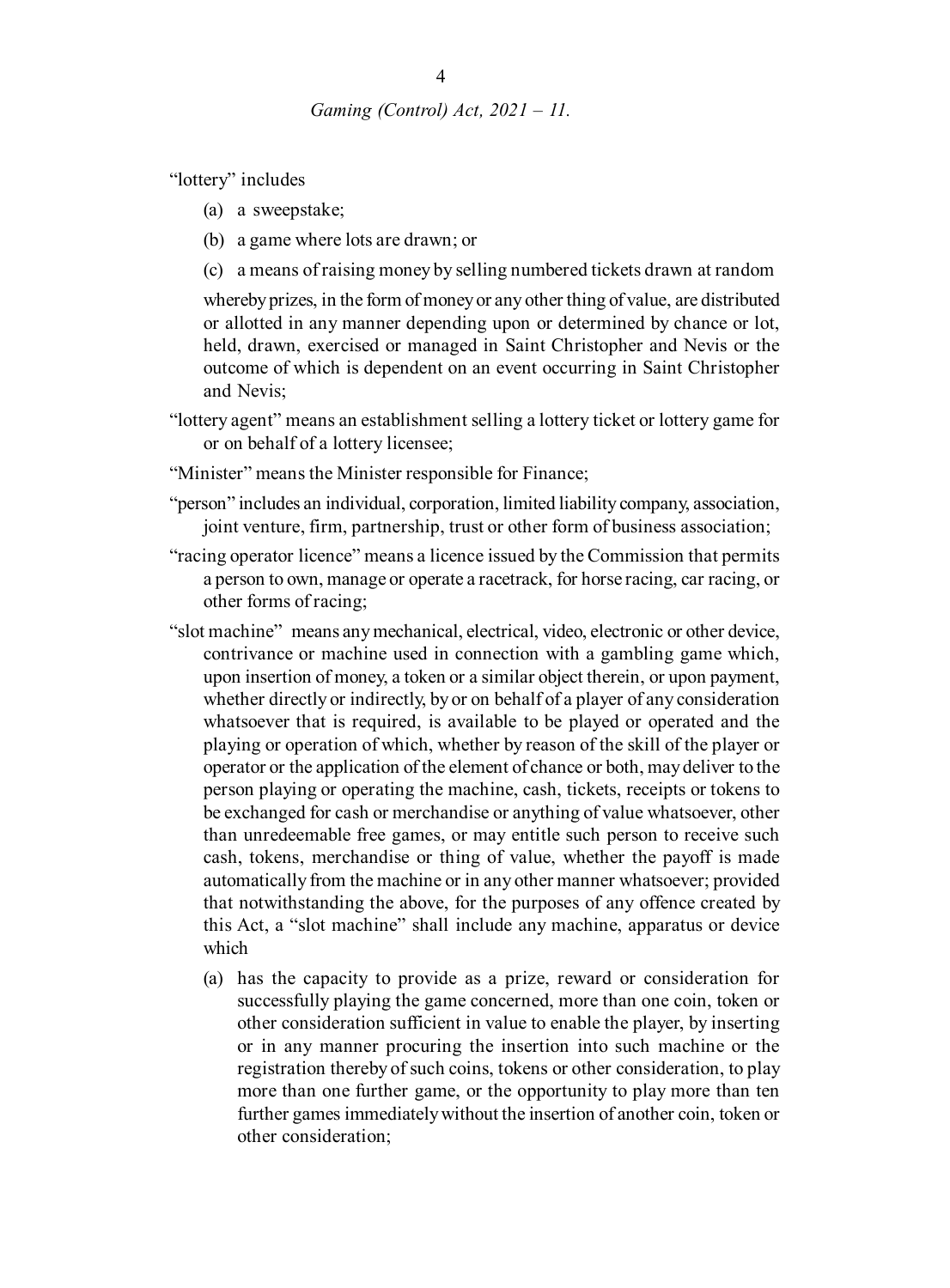"lottery" includes

(a) a sweepstake;

(b) a game where lots are drawn; or

(c) a means of raising money by selling numbered tickets drawn at random

whereby prizes, in the form of money or any other thing of value, are distributed or allotted in any manner depending upon or determined by chance or lot, held, drawn, exercised or managed in Saint Christopher and Nevis or the outcome of which is dependent on an event occurring in Saint Christopher and Nevis;

"lottery agent" means an establishment selling a lottery ticket or lottery game for or on behalf of a lottery licensee;

"Minister" means the Minister responsible for Finance;

"person" includes an individual, corporation, limited liability company, association, joint venture, firm, partnership, trust or other form of business association;

"racing operator licence" means a licence issued by the Commission that permits a person to own, manage or operate a racetrack, for horse racing, car racing, or other forms of racing;

"slot machine" means any mechanical, electrical, video, electronic or other device, contrivance or machine used in connection with a gambling game which, upon insertion of money, a token or a similar object therein, or upon payment, whether directly or indirectly, by or on behalf of a player of any consideration whatsoever that is required, is available to be played or operated and the playing or operation of which, whether by reason of the skill of the player or operator or the application of the element of chance or both, may deliver to the person playing or operating the machine, cash, tickets, receipts or tokens to be exchanged for cash or merchandise or anything of value whatsoever, other than unredeemable free games, or may entitle such person to receive such cash, tokens, merchandise or thing of value, whether the payoff is made automatically from the machine or in any other manner whatsoever; provided that notwithstanding the above, for the purposes of any offence created by this Act, a "slot machine" shall include any machine, apparatus or device which

(a) has the capacity to provide as a prize, reward or consideration for successfully playing the game concerned, more than one coin, token or other consideration sufficient in value to enable the player, by inserting or in any manner procuring the insertion into such machine or the registration thereby of such coins, tokens or other consideration, to play more than one further game, or the opportunity to play more than ten further games immediately without the insertion of another coin, token or other consideration;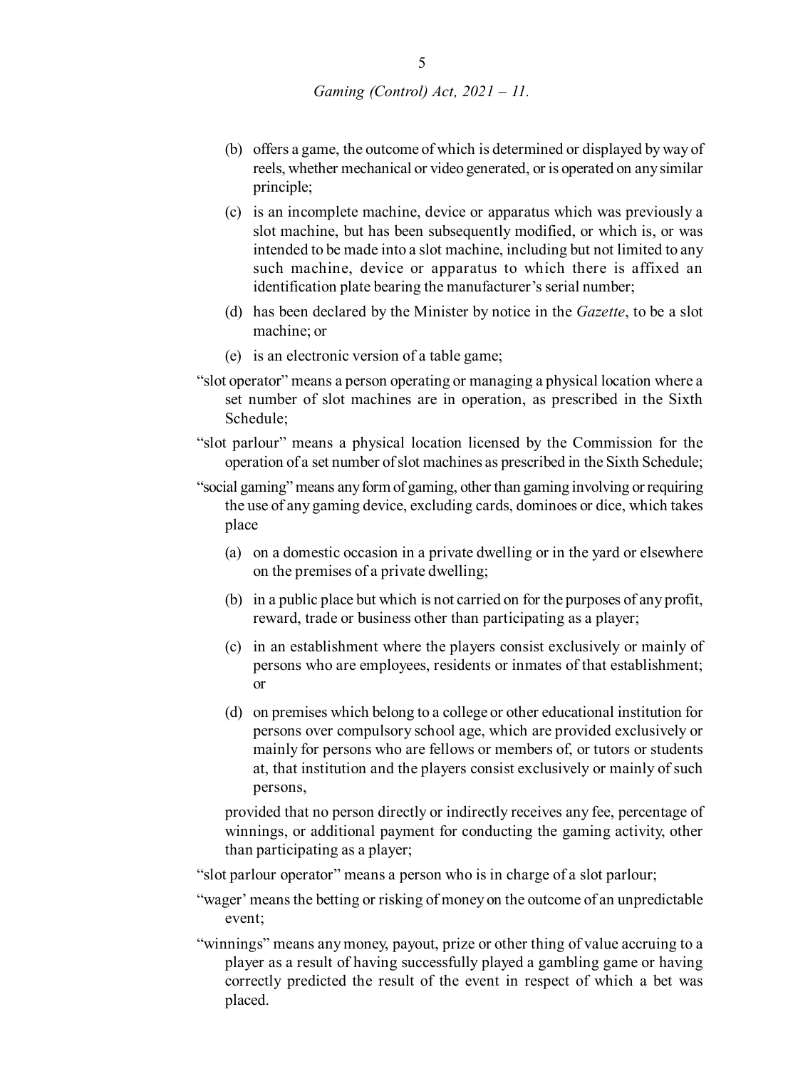(b) offers a game, the outcome of which is determined or displayed by way of reels, whether mechanical or video generated, or is operated on any similar principle;

(c) is an incomplete machine, device or apparatus which was previously a slot machine, but has been subsequently modified, or which is, or was intended to be made into a slot machine, including but not limited to any such machine, device or apparatus to which there is affixed an identification plate bearing the manufacturer's serial number;

(d) has been declared by the Minister by notice in the *Gazette*, to be a slot machine; or

(e) is an electronic version of a table game;

"slot operator" means a person operating or managing a physical location where a set number of slot machines are in operation, as prescribed in the Sixth Schedule;

"slot parlour" means a physical location licensed by the Commission for the operation of a set number of slot machines as prescribed in the Sixth Schedule;

"social gaming" means any form of gaming, other than gaming involving or requiring the use of any gaming device, excluding cards, dominoes or dice, which takes place

(a) on a domestic occasion in a private dwelling or in the yard or elsewhere on the premises of a private dwelling;

(b) in a public place but which is not carried on for the purposes of any profit, reward, trade or business other than participating as a player;

(c) in an establishment where the players consist exclusively or mainly of persons who are employees, residents or inmates of that establishment; or

(d) on premises which belong to a college or other educational institution for persons over compulsory school age, which are provided exclusively or mainly for persons who are fellows or members of, or tutors or students at, that institution and the players consist exclusively or mainly of such persons,

provided that no person directly or indirectly receives any fee, percentage of winnings, or additional payment for conducting the gaming activity, other than participating as a player;

"slot parlour operator" means a person who is in charge of a slot parlour;

"wager' means the betting or risking of money on the outcome of an unpredictable event;

"winnings" means any money, payout, prize or other thing of value accruing to a player as a result of having successfully played a gambling game or having correctly predicted the result of the event in respect of which a bet was placed.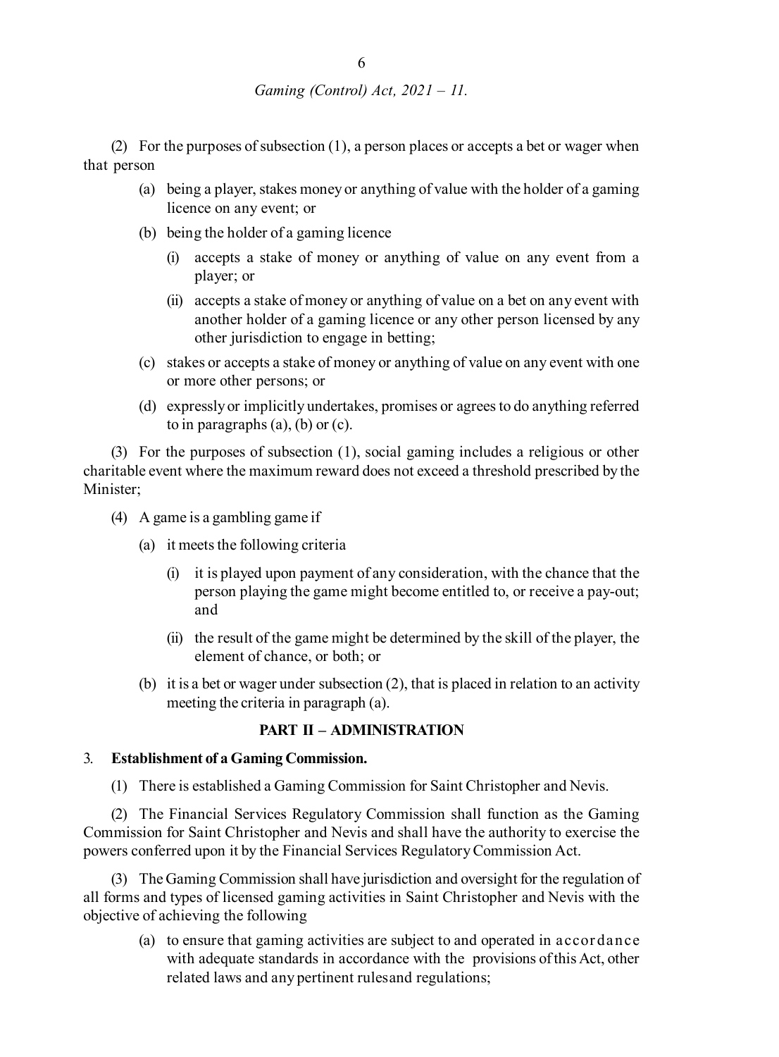(2) For the purposes of subsection (1), a person places or accepts a bet or wager when that person

(a) being a player, stakes money or anything of value with the holder of a gaming licence on any event; or

(b) being the holder of a gaming licence

(i) accepts a stake of money or anything of value on any event from a player; or

(ii) accepts a stake of money or anything of value on a bet on any event with another holder of a gaming licence or any other person licensed by any other jurisdiction to engage in betting;

(c) stakes or accepts a stake of money or anything of value on any event with one or more other persons; or

(d) expressly or implicitly undertakes, promises or agrees to do anything referred to in paragraphs (a), (b) or (c).

(3) For the purposes of subsection (1), social gaming includes a religious or other charitable event where the maximum reward does not exceed a threshold prescribed by the Minister;

(4) A game is a gambling game if

(a) it meets the following criteria

(i) it is played upon payment of any consideration, with the chance that the person playing the game might become entitled to, or receive a pay-out; and

(ii) the result of the game might be determined by the skill of the player, the element of chance, or both; or

(b) it is a bet or wager under subsection (2), that is placed in relation to an activity meeting the criteria in paragraph (a).

## PART II – ADMINISTRATION

3. **Establishment of a Gaming Commission.**

(1) There is established a Gaming Commission for Saint Christopher and Nevis.

(2) The Financial Services Regulatory Commission shall function as the Gaming Commission for Saint Christopher and Nevis and shall have the authority to exercise the powers conferred upon it by the Financial Services Regulatory Commission Act.

(3) The Gaming Commission shall have jurisdiction and oversight for the regulation of all forms and types of licensed gaming activities in Saint Christopher and Nevis with the objective of achieving the following

(a) to ensure that gaming activities are subject to and operated in accordance with adequate standards in accordance with the provisions of this Act, other related laws and any pertinent rules and regulations;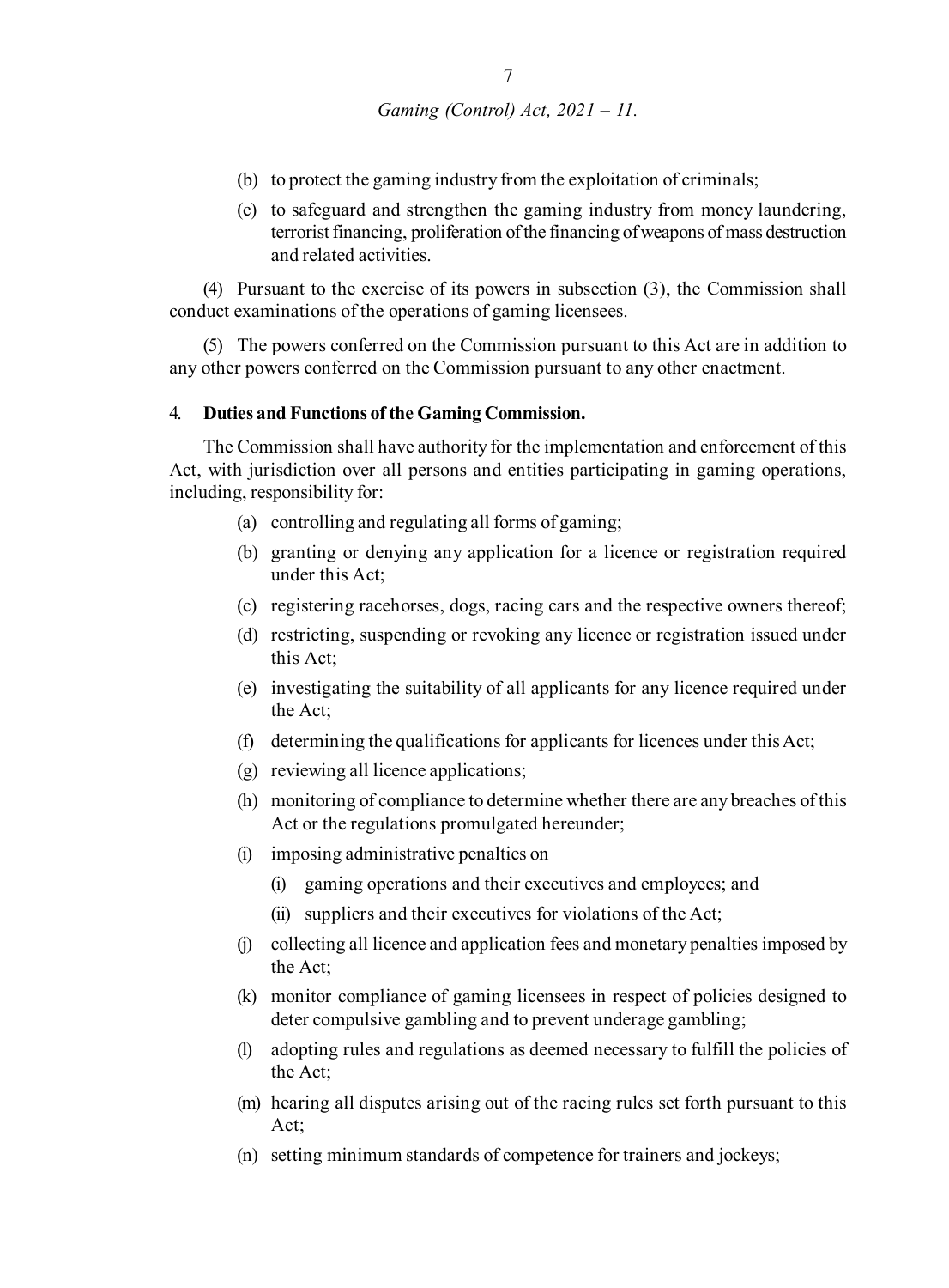(b) to protect the gaming industry from the exploitation of criminals;

(c) to safeguard and strengthen the gaming industry from money laundering, terrorist financing, proliferation of the financing of weapons of mass destruction and related activities.

(4) Pursuant to the exercise of its powers in subsection (3), the Commission shall conduct examinations of the operations of gaming licensees.

(5) The powers conferred on the Commission pursuant to this Act are in addition to any other powers conferred on the Commission pursuant to any other enactment.

4. **Duties and Functions of the Gaming Commission.**

The Commission shall have authority for the implementation and enforcement of this Act, with jurisdiction over all persons and entities participating in gaming operations, including, responsibility for:

(a) controlling and regulating all forms of gaming;

(b) granting or denying any application for a licence or registration required under this Act;

(c) registering racehorses, dogs, racing cars and the respective owners thereof;

(d) restricting, suspending or revoking any licence or registration issued under this Act;

(e) investigating the suitability of all applicants for any licence required under the Act;

(f) determining the qualifications for applicants for licences under this Act;

(g) reviewing all licence applications;

(h) monitoring of compliance to determine whether there are any breaches of this Act or the regulations promulgated hereunder;

(i) imposing administrative penalties on

(i) gaming operations and their executives and employees; and

(ii) suppliers and their executives for violations of the Act;

(j) collecting all licence and application fees and monetary penalties imposed by the Act;

(k) monitor compliance of gaming licensees in respect of policies designed to deter compulsive gambling and to prevent underage gambling;

(l) adopting rules and regulations as deemed necessary to fulfill the policies of the Act;

(m) hearing all disputes arising out of the racing rules set forth pursuant to this Act;

(n) setting minimum standards of competence for trainers and jockeys;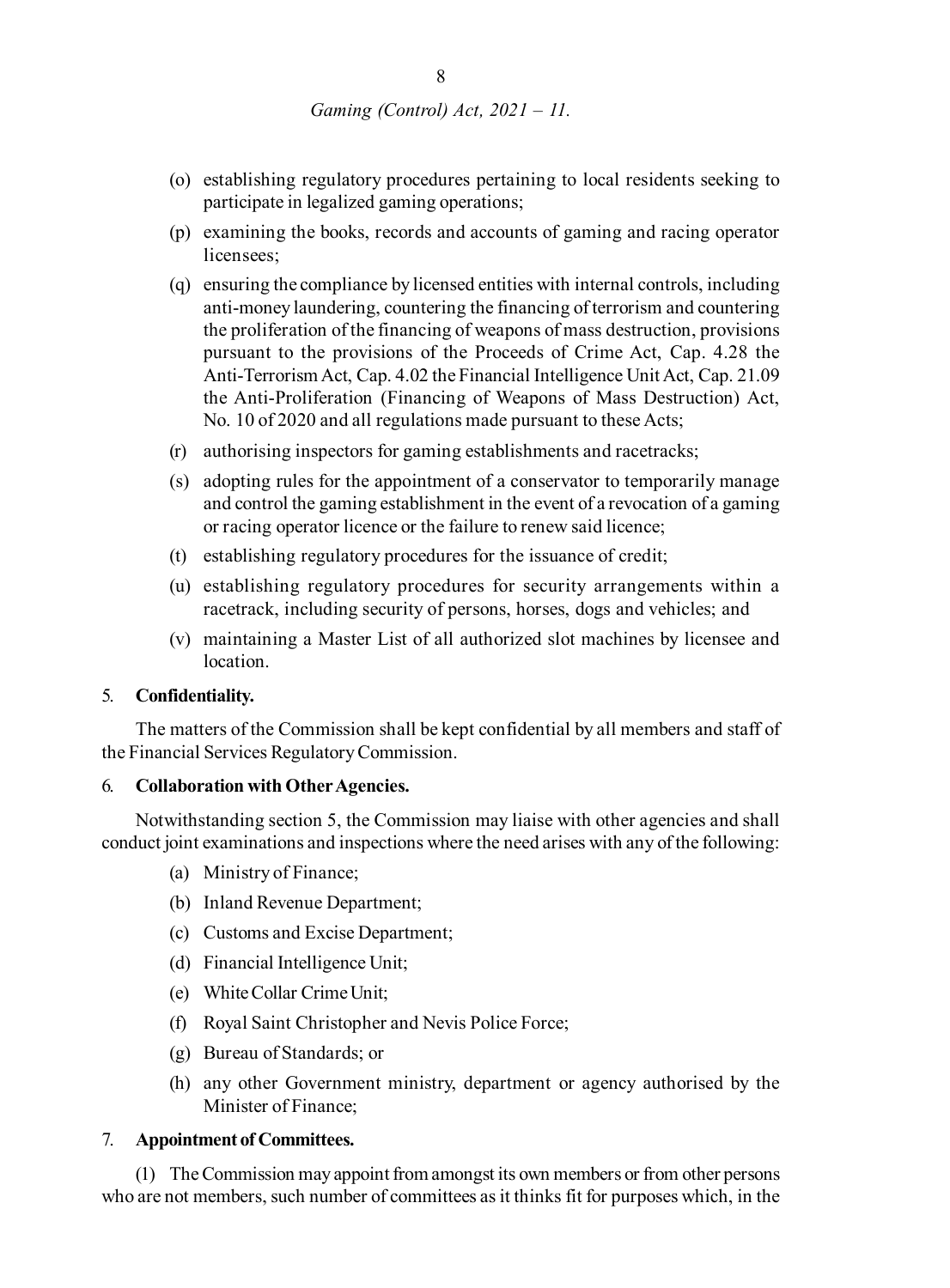(o) establishing regulatory procedures pertaining to local residents seeking to participate in legalized gaming operations;

(p) examining the books, records and accounts of gaming and racing operator licensees;

(q) ensuring the compliance by licensed entities with internal controls, including anti-money laundering, countering the financing of terrorism and countering the proliferation of the financing of weapons of mass destruction, provisions pursuant to the provisions of the Proceeds of Crime Act, Cap. 4.28 the Anti-Terrorism Act, Cap. 4.02 the Financial Intelligence Unit Act, Cap. 21.09 the Anti-Proliferation (Financing of Weapons of Mass Destruction) Act, No. 10 of 2020 and all regulations made pursuant to these Acts;

(r) authorising inspectors for gaming establishments and racetracks;

(s) adopting rules for the appointment of a conservator to temporarily manage and control the gaming establishment in the event of a revocation of a gaming or racing operator licence or the failure to renew said licence;

(t) establishing regulatory procedures for the issuance of credit;

(u) establishing regulatory procedures for security arrangements within a racetrack, including security of persons, horses, dogs and vehicles; and

(v) maintaining a Master List of all authorized slot machines by licensee and location.

### 5. Confidentiality.

The matters of the Commission shall be kept confidential by all members and staff of the Financial Services Regulatory Commission.

### 6. Collaboration with Other Agencies.

Notwithstanding section 5, the Commission may liaise with other agencies and shall conduct joint examinations and inspections where the need arises with any of the following:

(a) Ministry of Finance;

(b) Inland Revenue Department;

(c) Customs and Excise Department;

(d) Financial Intelligence Unit;

(e) White Collar Crime Unit;

(f) Royal Saint Christopher and Nevis Police Force;

(g) Bureau of Standards; or

(h) any other Government ministry, department or agency authorised by the Minister of Finance;

### 7. Appointment of Committees.

(1) The Commission may appoint from amongst its own members or from other persons who are not members, such number of committees as it thinks fit for purposes which, in the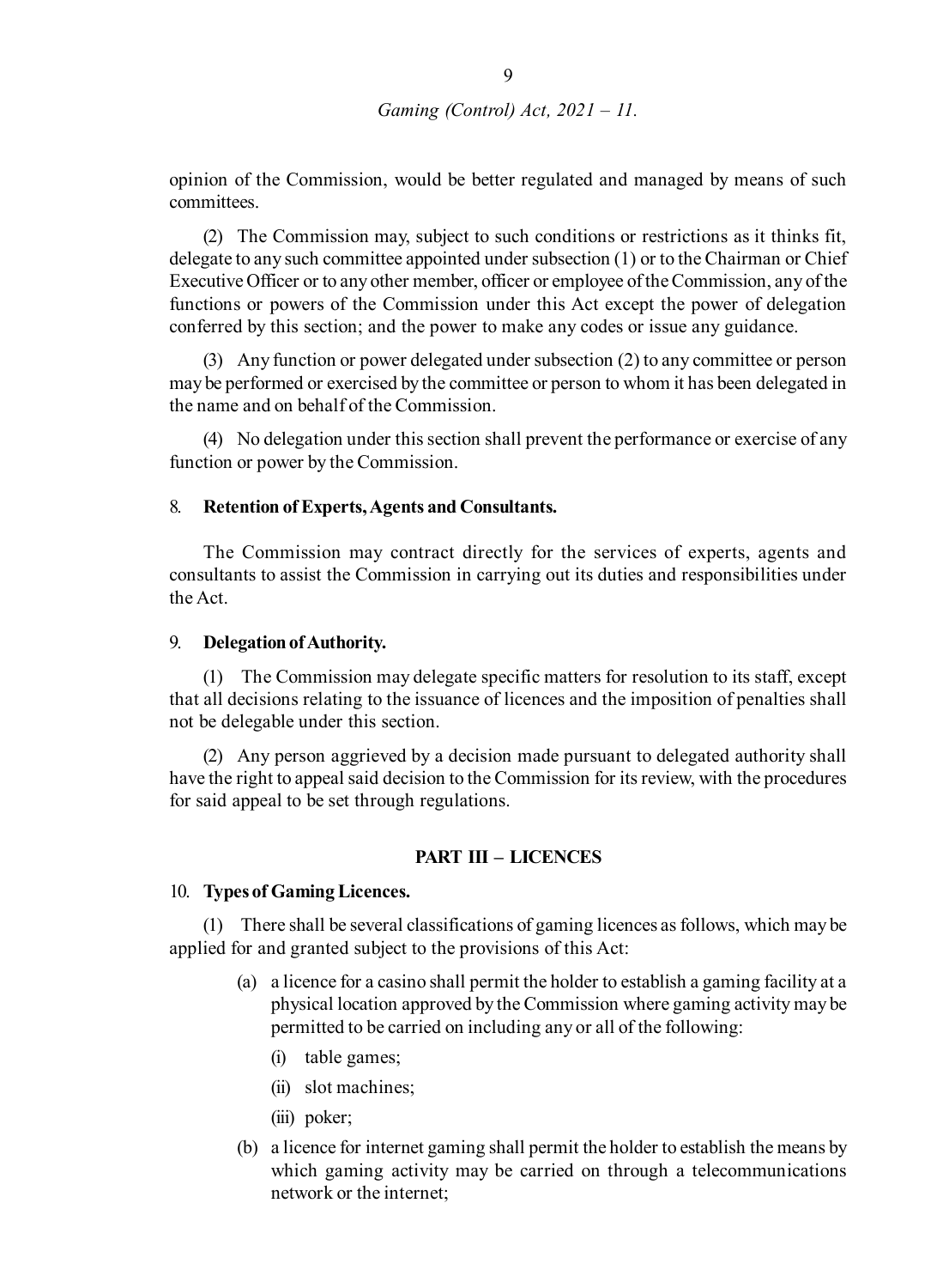opinion of the Commission, would be better regulated and managed by means of such committees.

(2) The Commission may, subject to such conditions or restrictions as it thinks fit, delegate to any such committee appointed under subsection (1) or to the Chairman or Chief Executive Officer or to any other member, officer or employee of the Commission, any of the functions or powers of the Commission under this Act except the power of delegation conferred by this section; and the power to make any codes or issue any guidance.

(3) Any function or power delegated under subsection (2) to any committee or person may be performed or exercised by the committee or person to whom it has been delegated in the name and on behalf of the Commission.

(4) No delegation under this section shall prevent the performance or exercise of any function or power by the Commission.

### 8. Retention of Experts, Agents and Consultants.

The Commission may contract directly for the services of experts, agents and consultants to assist the Commission in carrying out its duties and responsibilities under the Act.

### 9. Delegation of Authority.

(1) The Commission may delegate specific matters for resolution to its staff, except that all decisions relating to the issuance of licences and the imposition of penalties shall not be delegable under this section.

(2) Any person aggrieved by a decision made pursuant to delegated authority shall have the right to appeal said decision to the Commission for its review, with the procedures for said appeal to be set through regulations.

## PART III – LICENCES

### 10. Types of Gaming Licences.

(1) There shall be several classifications of gaming licences as follows, which may be applied for and granted subject to the provisions of this Act:

(a) a licence for a casino shall permit the holder to establish a gaming facility at a physical location approved by the Commission where gaming activity may be permitted to be carried on including any or all of the following:

(i) table games;

(ii) slot machines;

(iii) poker;

(b) a licence for internet gaming shall permit the holder to establish the means by which gaming activity may be carried on through a telecommunications network or the internet;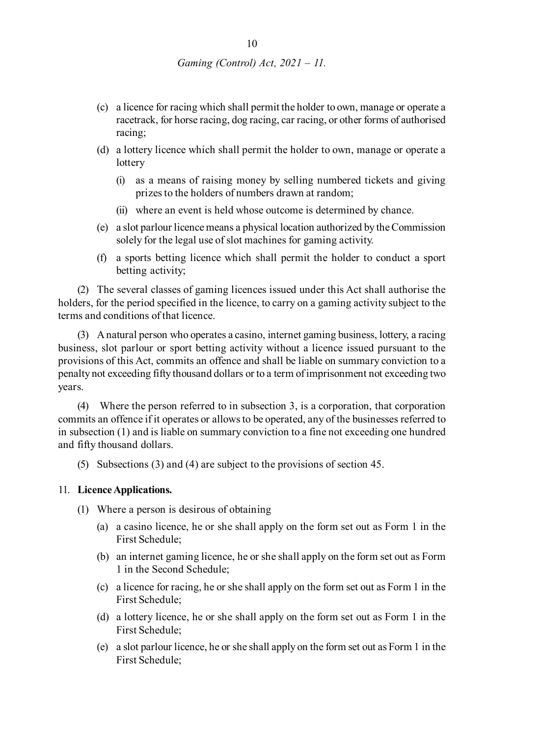(c) a licence for racing which shall permit the holder to own, manage or operate a racetrack, for horse racing, dog racing, car racing, or other forms of authorised racing;

(d) a lottery licence which shall permit the holder to own, manage or operate a lottery

(i) as a means of raising money by selling numbered tickets and giving prizes to the holders of numbers drawn at random;

(ii) where an event is held whose outcome is determined by chance.

(e) a slot parlour licence means a physical location authorized by the Commission solely for the legal use of slot machines for gaming activity.

(f) a sports betting licence which shall permit the holder to conduct a sport betting activity;

(2) The several classes of gaming licences issued under this Act shall authorise the holders, for the period specified in the licence, to carry on a gaming activity subject to the terms and conditions of that licence.

(3) A natural person who operates a casino, internet gaming business, lottery, a racing business, slot parlour or sport betting activity without a licence issued pursuant to the provisions of this Act, commits an offence and shall be liable on summary conviction to a penalty not exceeding fifty thousand dollars or to a term of imprisonment not exceeding two years.

(4) Where the person referred to in subsection 3, is a corporation, that corporation commits an offence if it operates or allows to be operated, any of the businesses referred to in subsection (1) and is liable on summary conviction to a fine not exceeding one hundred and fifty thousand dollars.

(5) Subsections (3) and (4) are subject to the provisions of section 45.

11. **Licence Applications.**

(1) Where a person is desirous of obtaining

(a) a casino licence, he or she shall apply on the form set out as Form 1 in the First Schedule;

(b) an internet gaming licence, he or she shall apply on the form set out as Form 1 in the Second Schedule;

(c) a licence for racing, he or she shall apply on the form set out as Form 1 in the First Schedule;

(d) a lottery licence, he or she shall apply on the form set out as Form 1 in the First Schedule;

(e) a slot parlour licence, he or she shall apply on the form set out as Form 1 in the First Schedule;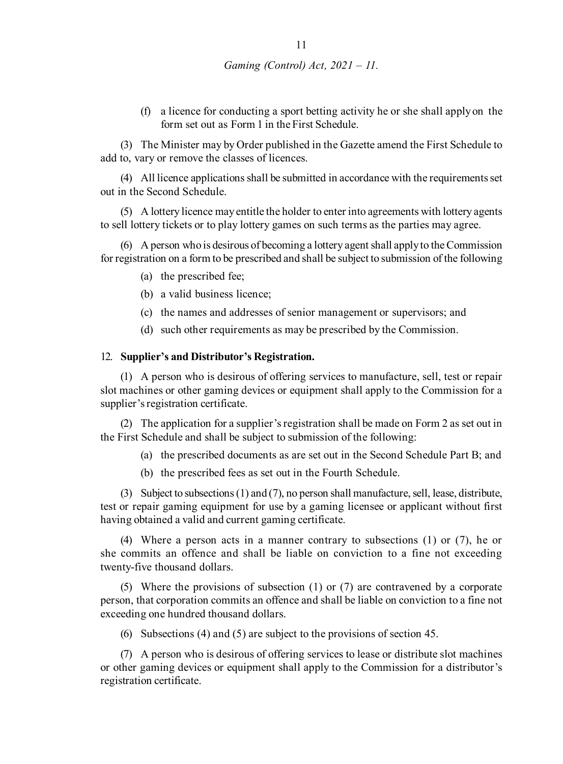(f) a licence for conducting a sport betting activity he or she shall apply on the form set out as Form 1 in the First Schedule.

(3) The Minister may by Order published in the Gazette amend the First Schedule to add to, vary or remove the classes of licences.

(4) All licence applications shall be submitted in accordance with the requirements set out in the Second Schedule.

(5) A lottery licence may entitle the holder to enter into agreements with lottery agents to sell lottery tickets or to play lottery games on such terms as the parties may agree.

(6) A person who is desirous of becoming a lottery agent shall apply to the Commission for registration on a form to be prescribed and shall be subject to submission of the following

(a) the prescribed fee;

(b) a valid business licence;

(c) the names and addresses of senior management or supervisors; and

(d) such other requirements as may be prescribed by the Commission.

12. **Supplier's and Distributor's Registration.**

(1) A person who is desirous of offering services to manufacture, sell, test or repair slot machines or other gaming devices or equipment shall apply to the Commission for a supplier's registration certificate.

(2) The application for a supplier's registration shall be made on Form 2 as set out in the First Schedule and shall be subject to submission of the following:

(a) the prescribed documents as are set out in the Second Schedule Part B; and

(b) the prescribed fees as set out in the Fourth Schedule.

(3) Subject to subsections (1) and (7), no person shall manufacture, sell, lease, distribute, test or repair gaming equipment for use by a gaming licensee or applicant without first having obtained a valid and current gaming certificate.

(4) Where a person acts in a manner contrary to subsections (1) or (7), he or she commits an offence and shall be liable on conviction to a fine not exceeding twenty-five thousand dollars.

(5) Where the provisions of subsection (1) or (7) are contravened by a corporate person, that corporation commits an offence and shall be liable on conviction to a fine not exceeding one hundred thousand dollars.

(6) Subsections (4) and (5) are subject to the provisions of section 45.

(7) A person who is desirous of offering services to lease or distribute slot machines or other gaming devices or equipment shall apply to the Commission for a distributor's registration certificate.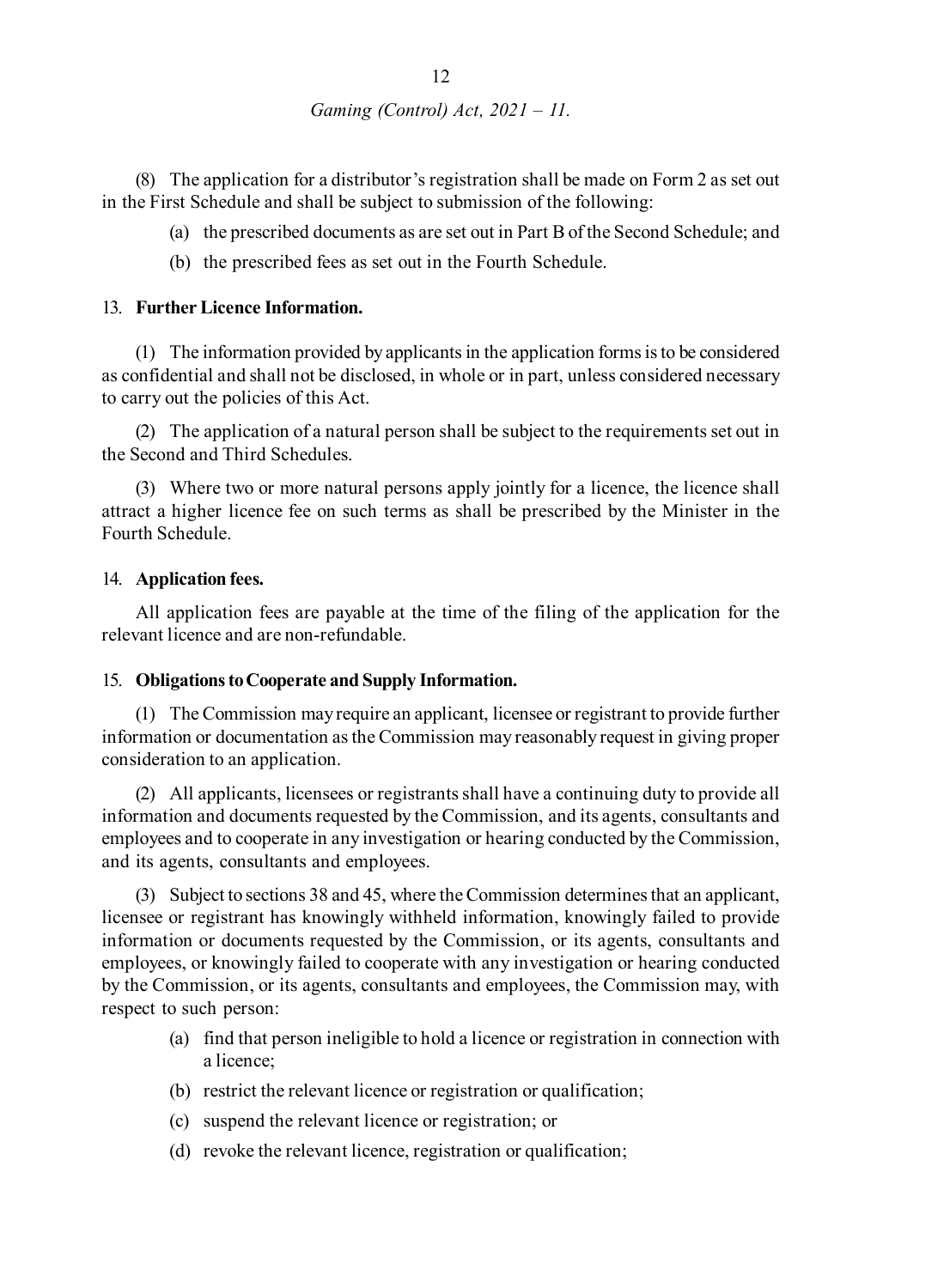(8) The application for a distributor's registration shall be made on Form 2 as set out in the First Schedule and shall be subject to submission of the following:

(a) the prescribed documents as are set out in Part B of the Second Schedule; and

(b) the prescribed fees as set out in the Fourth Schedule.

### 13. Further Licence Information.

(1) The information provided by applicants in the application forms is to be considered as confidential and shall not be disclosed, in whole or in part, unless considered necessary to carry out the policies of this Act.

(2) The application of a natural person shall be subject to the requirements set out in the Second and Third Schedules.

(3) Where two or more natural persons apply jointly for a licence, the licence shall attract a higher licence fee on such terms as shall be prescribed by the Minister in the Fourth Schedule.

### 14. Application fees.

All application fees are payable at the time of the filing of the application for the relevant licence and are non-refundable.

### 15. Obligations to Cooperate and Supply Information.

(1) The Commission may require an applicant, licensee or registrant to provide further information or documentation as the Commission may reasonably request in giving proper consideration to an application.

(2) All applicants, licensees or registrants shall have a continuing duty to provide all information and documents requested by the Commission, and its agents, consultants and employees and to cooperate in any investigation or hearing conducted by the Commission, and its agents, consultants and employees.

(3) Subject to sections 38 and 45, where the Commission determines that an applicant, licensee or registrant has knowingly withheld information, knowingly failed to provide information or documents requested by the Commission, or its agents, consultants and employees, or knowingly failed to cooperate with any investigation or hearing conducted by the Commission, or its agents, consultants and employees, the Commission may, with respect to such person:

(a) find that person ineligible to hold a licence or registration in connection with a licence;

(b) restrict the relevant licence or registration or qualification;

(c) suspend the relevant licence or registration; or

(d) revoke the relevant licence, registration or qualification;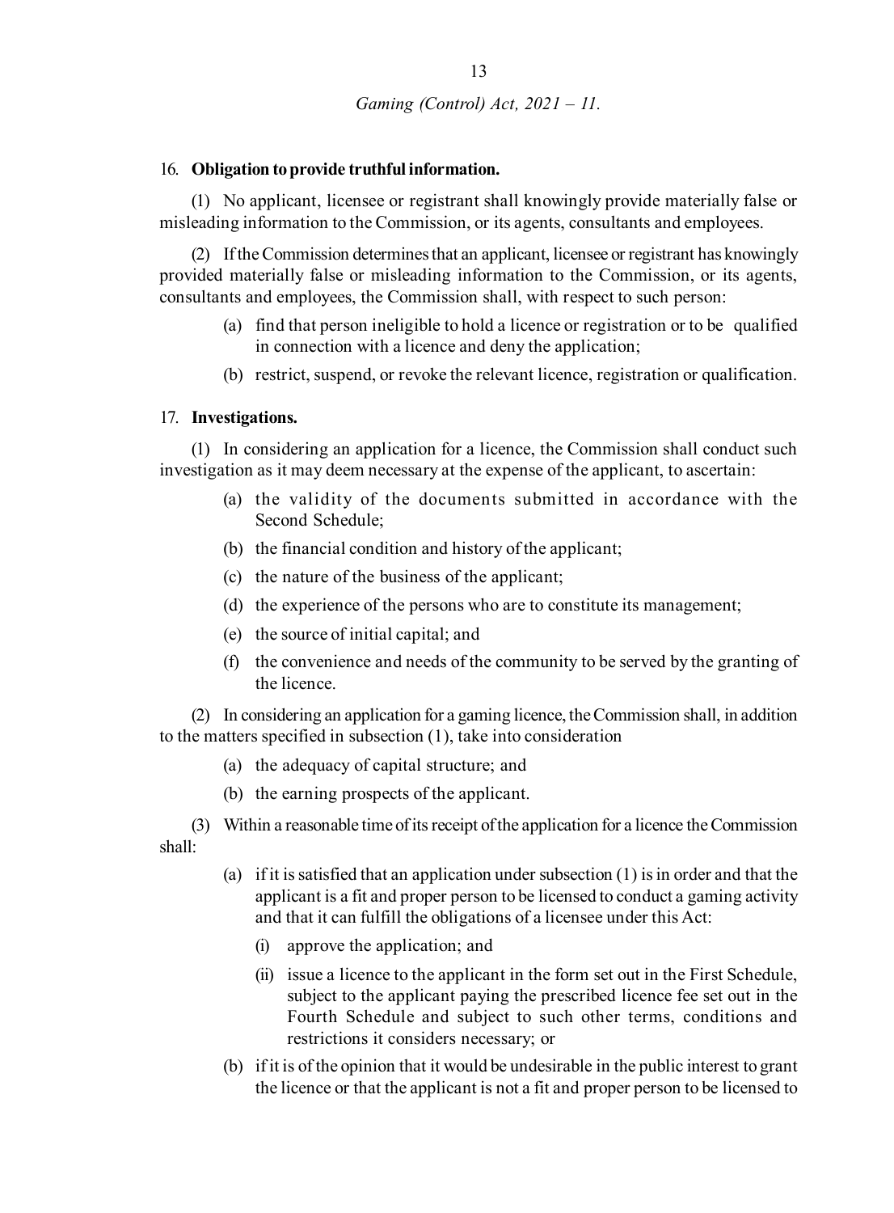16. **Obligation to provide truthful information.**

(1) No applicant, licensee or registrant shall knowingly provide materially false or misleading information to the Commission, or its agents, consultants and employees.

(2) If the Commission determines that an applicant, licensee or registrant has knowingly provided materially false or misleading information to the Commission, or its agents, consultants and employees, the Commission shall, with respect to such person:

(a) find that person ineligible to hold a licence or registration or to be qualified in connection with a licence and deny the application;

(b) restrict, suspend, or revoke the relevant licence, registration or qualification.

17. **Investigations.**

(1) In considering an application for a licence, the Commission shall conduct such investigation as it may deem necessary at the expense of the applicant, to ascertain:

(a) the validity of the documents submitted in accordance with the Second Schedule;

(b) the financial condition and history of the applicant;

(c) the nature of the business of the applicant;

(d) the experience of the persons who are to constitute its management;

(e) the source of initial capital; and

(f) the convenience and needs of the community to be served by the granting of the licence.

(2) In considering an application for a gaming licence, the Commission shall, in addition to the matters specified in subsection (1), take into consideration

(a) the adequacy of capital structure; and

(b) the earning prospects of the applicant.

(3) Within a reasonable time of its receipt of the application for a licence the Commission shall:

(a) if it is satisfied that an application under subsection (1) is in order and that the applicant is a fit and proper person to be licensed to conduct a gaming activity and that it can fulfill the obligations of a licensee under this Act:

(i) approve the application; and

(ii) issue a licence to the applicant in the form set out in the First Schedule, subject to the applicant paying the prescribed licence fee set out in the Fourth Schedule and subject to such other terms, conditions and restrictions it considers necessary; or

(b) if it is of the opinion that it would be undesirable in the public interest to grant the licence or that the applicant is not a fit and proper person to be licensed to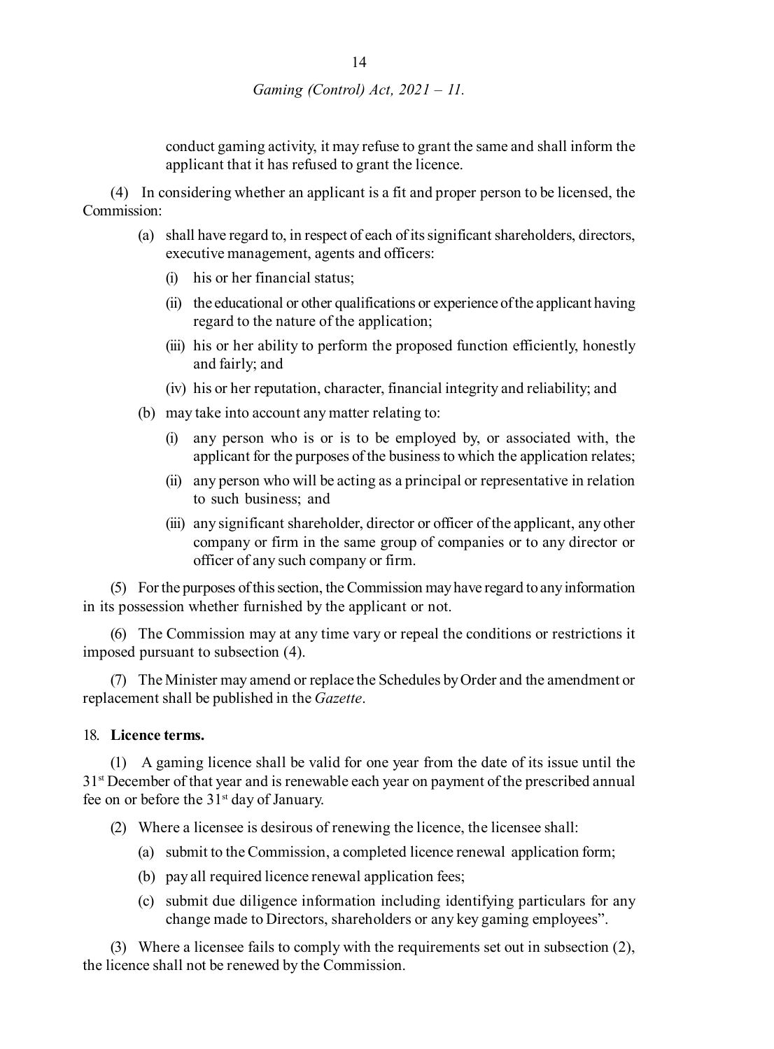conduct gaming activity, it may refuse to grant the same and shall inform the applicant that it has refused to grant the licence.

(4) In considering whether an applicant is a fit and proper person to be licensed, the Commission:

- (a) shall have regard to, in respect of each of its significant shareholders, directors, executive management, agents and officers:
  - (i) his or her financial status;
  - (ii) the educational or other qualifications or experience of the applicant having regard to the nature of the application;
  - (iii) his or her ability to perform the proposed function efficiently, honestly and fairly; and
  - (iv) his or her reputation, character, financial integrity and reliability; and
- (b) may take into account any matter relating to:
  - (i) any person who is or is to be employed by, or associated with, the applicant for the purposes of the business to which the application relates;
  - (ii) any person who will be acting as a principal or representative in relation to such business; and
  - (iii) any significant shareholder, director or officer of the applicant, any other company or firm in the same group of companies or to any director or officer of any such company or firm.

(5) For the purposes of this section, the Commission may have regard to any information in its possession whether furnished by the applicant or not.

(6) The Commission may at any time vary or repeal the conditions or restrictions it imposed pursuant to subsection (4).

(7) The Minister may amend or replace the Schedules by Order and the amendment or replacement shall be published in the *Gazette*.

18. **Licence terms.**

(1) A gaming licence shall be valid for one year from the date of its issue until the 31st December of that year and is renewable each year on payment of the prescribed annual fee on or before the 31st day of January.

(2) Where a licensee is desirous of renewing the licence, the licensee shall:

- (a) submit to the Commission, a completed licence renewal application form;
- (b) pay all required licence renewal application fees;
- (c) submit due diligence information including identifying particulars for any change made to Directors, shareholders or any key gaming employees".

(3) Where a licensee fails to comply with the requirements set out in subsection (2), the licence shall not be renewed by the Commission.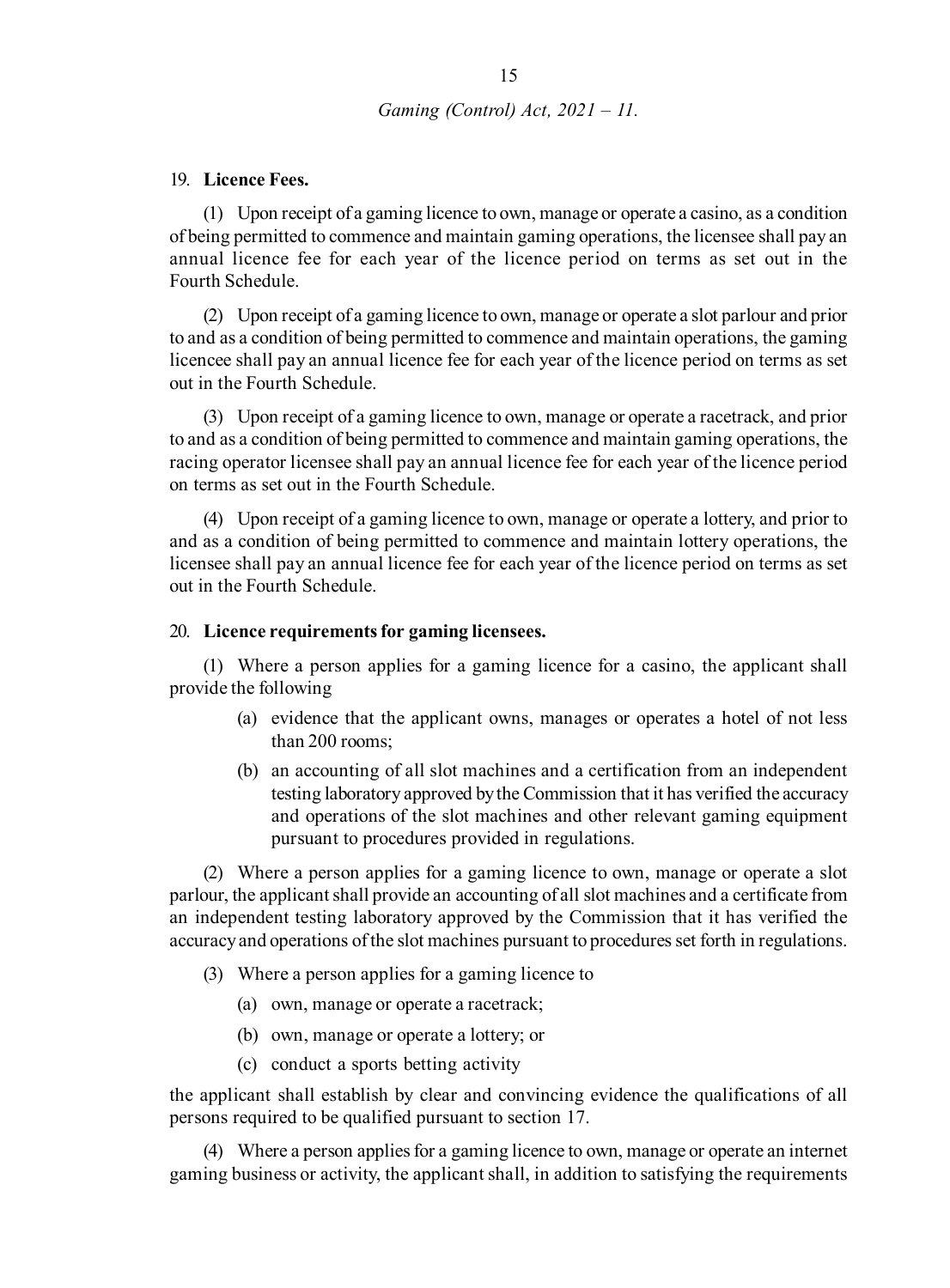19. **Licence Fees.**

(1) Upon receipt of a gaming licence to own, manage or operate a casino, as a condition of being permitted to commence and maintain gaming operations, the licensee shall pay an annual licence fee for each year of the licence period on terms as set out in the Fourth Schedule.

(2) Upon receipt of a gaming licence to own, manage or operate a slot parlour and prior to and as a condition of being permitted to commence and maintain operations, the gaming licencee shall pay an annual licence fee for each year of the licence period on terms as set out in the Fourth Schedule.

(3) Upon receipt of a gaming licence to own, manage or operate a racetrack, and prior to and as a condition of being permitted to commence and maintain gaming operations, the racing operator licensee shall pay an annual licence fee for each year of the licence period on terms as set out in the Fourth Schedule.

(4) Upon receipt of a gaming licence to own, manage or operate a lottery, and prior to and as a condition of being permitted to commence and maintain lottery operations, the licensee shall pay an annual licence fee for each year of the licence period on terms as set out in the Fourth Schedule.

20. **Licence requirements for gaming licensees.**

(1) Where a person applies for a gaming licence for a casino, the applicant shall provide the following

(a) evidence that the applicant owns, manages or operates a hotel of not less than 200 rooms;

(b) an accounting of all slot machines and a certification from an independent testing laboratory approved by the Commission that it has verified the accuracy and operations of the slot machines and other relevant gaming equipment pursuant to procedures provided in regulations.

(2) Where a person applies for a gaming licence to own, manage or operate a slot parlour, the applicant shall provide an accounting of all slot machines and a certificate from an independent testing laboratory approved by the Commission that it has verified the accuracy and operations of the slot machines pursuant to procedures set forth in regulations.

(3) Where a person applies for a gaming licence to

(a) own, manage or operate a racetrack;

(b) own, manage or operate a lottery; or

(c) conduct a sports betting activity

the applicant shall establish by clear and convincing evidence the qualifications of all persons required to be qualified pursuant to section 17.

(4) Where a person applies for a gaming licence to own, manage or operate an internet gaming business or activity, the applicant shall, in addition to satisfying the requirements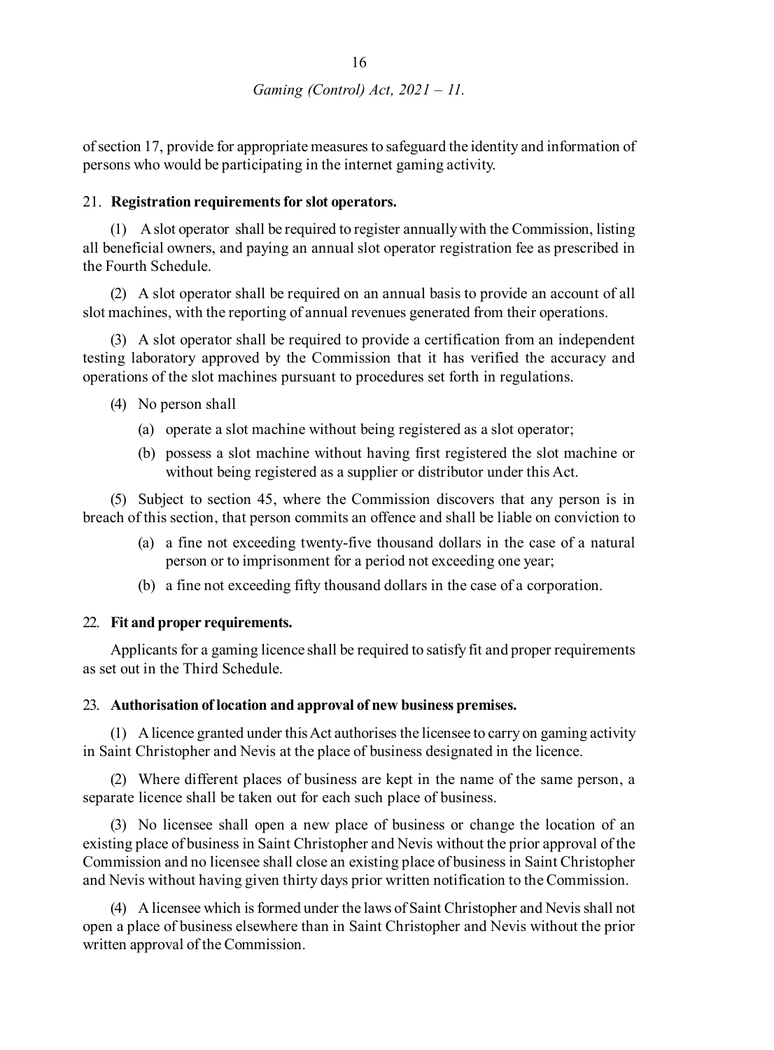of section 17, provide for appropriate measures to safeguard the identity and information of persons who would be participating in the internet gaming activity.

21. **Registration requirements for slot operators.**

(1) A slot operator shall be required to register annually with the Commission, listing all beneficial owners, and paying an annual slot operator registration fee as prescribed in the Fourth Schedule.

(2) A slot operator shall be required on an annual basis to provide an account of all slot machines, with the reporting of annual revenues generated from their operations.

(3) A slot operator shall be required to provide a certification from an independent testing laboratory approved by the Commission that it has verified the accuracy and operations of the slot machines pursuant to procedures set forth in regulations.

(4) No person shall

- (a) operate a slot machine without being registered as a slot operator;
- (b) possess a slot machine without having first registered the slot machine or without being registered as a supplier or distributor under this Act.

(5) Subject to section 45, where the Commission discovers that any person is in breach of this section, that person commits an offence and shall be liable on conviction to

- (a) a fine not exceeding twenty-five thousand dollars in the case of a natural person or to imprisonment for a period not exceeding one year;
- (b) a fine not exceeding fifty thousand dollars in the case of a corporation.

22. **Fit and proper requirements.**

Applicants for a gaming licence shall be required to satisfy fit and proper requirements as set out in the Third Schedule.

23. **Authorisation of location and approval of new business premises.**

(1) A licence granted under this Act authorises the licensee to carry on gaming activity in Saint Christopher and Nevis at the place of business designated in the licence.

(2) Where different places of business are kept in the name of the same person, a separate licence shall be taken out for each such place of business.

(3) No licensee shall open a new place of business or change the location of an existing place of business in Saint Christopher and Nevis without the prior approval of the Commission and no licensee shall close an existing place of business in Saint Christopher and Nevis without having given thirty days prior written notification to the Commission.

(4) A licensee which is formed under the laws of Saint Christopher and Nevis shall not open a place of business elsewhere than in Saint Christopher and Nevis without the prior written approval of the Commission.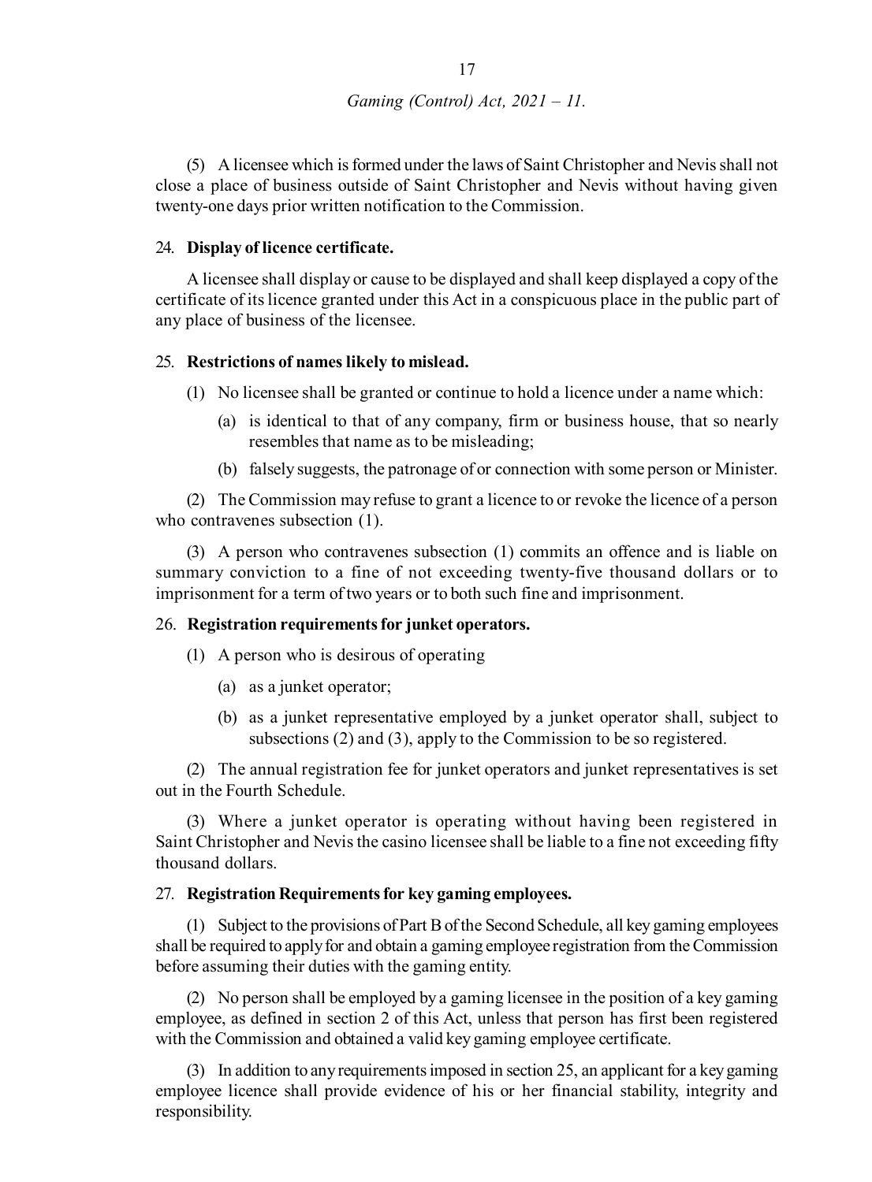(5) A licensee which is formed under the laws of Saint Christopher and Nevis shall not close a place of business outside of Saint Christopher and Nevis without having given twenty-one days prior written notification to the Commission.

24. **Display of licence certificate.**

A licensee shall display or cause to be displayed and shall keep displayed a copy of the certificate of its licence granted under this Act in a conspicuous place in the public part of any place of business of the licensee.

25. **Restrictions of names likely to mislead.**

(1) No licensee shall be granted or continue to hold a licence under a name which:

(a) is identical to that of any company, firm or business house, that so nearly resembles that name as to be misleading;

(b) falsely suggests, the patronage of or connection with some person or Minister.

(2) The Commission may refuse to grant a licence to or revoke the licence of a person who contravenes subsection (1).

(3) A person who contravenes subsection (1) commits an offence and is liable on summary conviction to a fine of not exceeding twenty-five thousand dollars or to imprisonment for a term of two years or to both such fine and imprisonment.

26. **Registration requirements for junket operators.**

(1) A person who is desirous of operating

(a) as a junket operator;

(b) as a junket representative employed by a junket operator shall, subject to subsections (2) and (3), apply to the Commission to be so registered.

(2) The annual registration fee for junket operators and junket representatives is set out in the Fourth Schedule.

(3) Where a junket operator is operating without having been registered in Saint Christopher and Nevis the casino licensee shall be liable to a fine not exceeding fifty thousand dollars.

27. **Registration Requirements for key gaming employees.**

(1) Subject to the provisions of Part B of the Second Schedule, all key gaming employees shall be required to apply for and obtain a gaming employee registration from the Commission before assuming their duties with the gaming entity.

(2) No person shall be employed by a gaming licensee in the position of a key gaming employee, as defined in section 2 of this Act, unless that person has first been registered with the Commission and obtained a valid key gaming employee certificate.

(3) In addition to any requirements imposed in section 25, an applicant for a key gaming employee licence shall provide evidence of his or her financial stability, integrity and responsibility.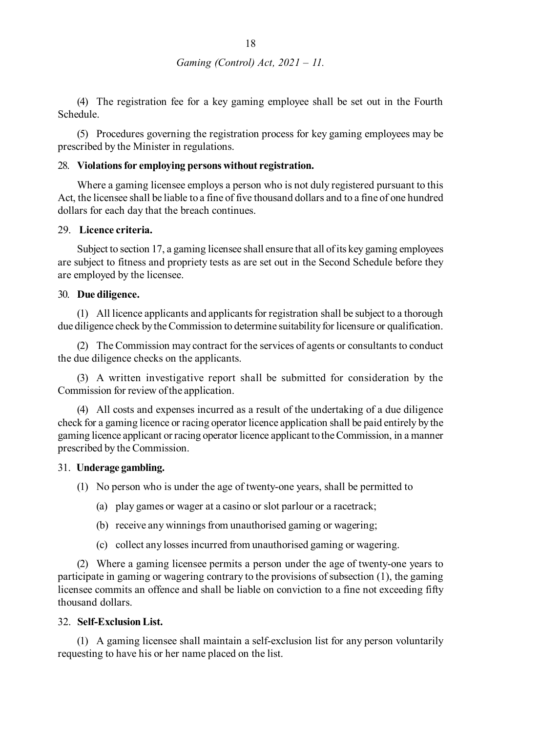(4) The registration fee for a key gaming employee shall be set out in the Fourth Schedule.

(5) Procedures governing the registration process for key gaming employees may be prescribed by the Minister in regulations.

28. **Violations for employing persons without registration.**

Where a gaming licensee employs a person who is not duly registered pursuant to this Act, the licensee shall be liable to a fine of five thousand dollars and to a fine of one hundred dollars for each day that the breach continues.

29. **Licence criteria.**

Subject to section 17, a gaming licensee shall ensure that all of its key gaming employees are subject to fitness and propriety tests as are set out in the Second Schedule before they are employed by the licensee.

30. **Due diligence.**

(1) All licence applicants and applicants for registration shall be subject to a thorough due diligence check by the Commission to determine suitability for licensure or qualification.

(2) The Commission may contract for the services of agents or consultants to conduct the due diligence checks on the applicants.

(3) A written investigative report shall be submitted for consideration by the Commission for review of the application.

(4) All costs and expenses incurred as a result of the undertaking of a due diligence check for a gaming licence or racing operator licence application shall be paid entirely by the gaming licence applicant or racing operator licence applicant to the Commission, in a manner prescribed by the Commission.

31. **Underage gambling.**

(1) No person who is under the age of twenty-one years, shall be permitted to

(a) play games or wager at a casino or slot parlour or a racetrack;

(b) receive any winnings from unauthorised gaming or wagering;

(c) collect any losses incurred from unauthorised gaming or wagering.

(2) Where a gaming licensee permits a person under the age of twenty-one years to participate in gaming or wagering contrary to the provisions of subsection (1), the gaming licensee commits an offence and shall be liable on conviction to a fine not exceeding fifty thousand dollars.

32. **Self-Exclusion List.**

(1) A gaming licensee shall maintain a self-exclusion list for any person voluntarily requesting to have his or her name placed on the list.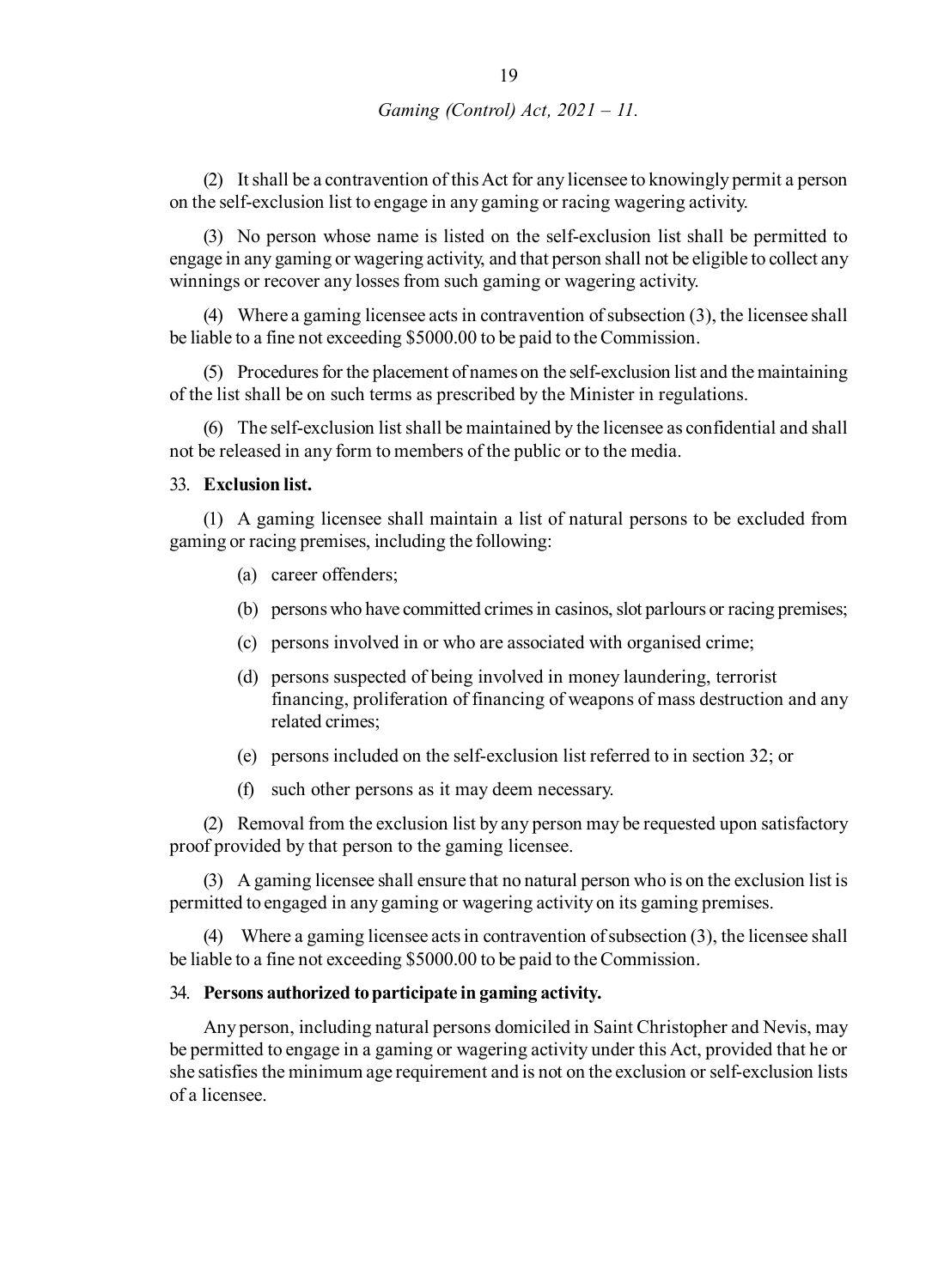(2) It shall be a contravention of this Act for any licensee to knowingly permit a person on the self-exclusion list to engage in any gaming or racing wagering activity.

(3) No person whose name is listed on the self-exclusion list shall be permitted to engage in any gaming or wagering activity, and that person shall not be eligible to collect any winnings or recover any losses from such gaming or wagering activity.

(4) Where a gaming licensee acts in contravention of subsection (3), the licensee shall be liable to a fine not exceeding $5000.00 to be paid to the Commission.

(5) Procedures for the placement of names on the self-exclusion list and the maintaining of the list shall be on such terms as prescribed by the Minister in regulations.

(6) The self-exclusion list shall be maintained by the licensee as confidential and shall not be released in any form to members of the public or to the media.

33. **Exclusion list.**

(1) A gaming licensee shall maintain a list of natural persons to be excluded from gaming or racing premises, including the following:

(a) career offenders;

(b) persons who have committed crimes in casinos, slot parlours or racing premises;

(c) persons involved in or who are associated with organised crime;

(d) persons suspected of being involved in money laundering, terrorist financing, proliferation of financing of weapons of mass destruction and any related crimes;

(e) persons included on the self-exclusion list referred to in section 32; or

(f) such other persons as it may deem necessary.

(2) Removal from the exclusion list by any person may be requested upon satisfactory proof provided by that person to the gaming licensee.

(3) A gaming licensee shall ensure that no natural person who is on the exclusion list is permitted to engaged in any gaming or wagering activity on its gaming premises.

(4) Where a gaming licensee acts in contravention of subsection (3), the licensee shall be liable to a fine not exceeding $5000.00 to be paid to the Commission.

34. **Persons authorized to participate in gaming activity.**

Any person, including natural persons domiciled in Saint Christopher and Nevis, may be permitted to engage in a gaming or wagering activity under this Act, provided that he or she satisfies the minimum age requirement and is not on the exclusion or self-exclusion lists of a licensee.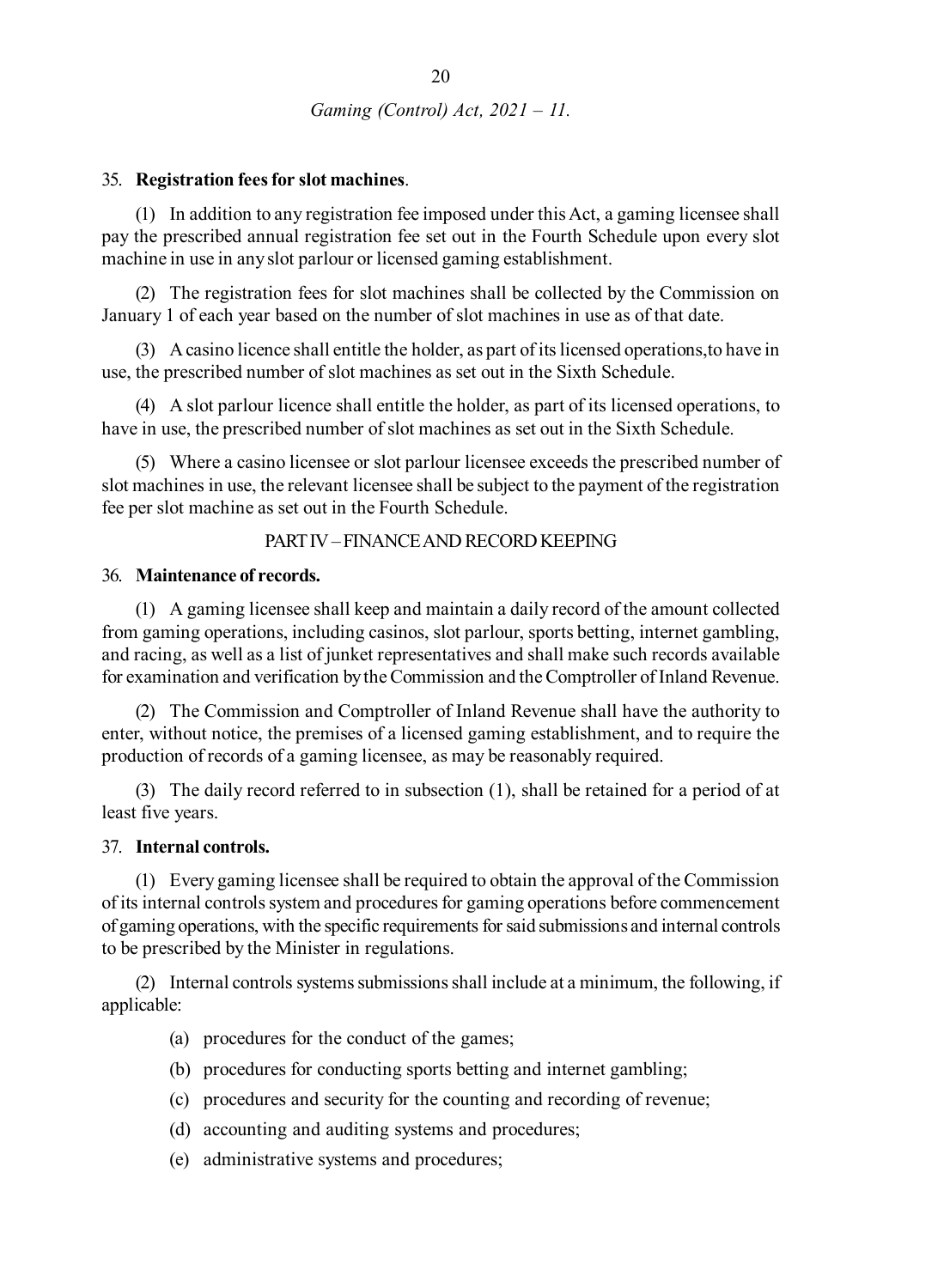35. **Registration fees for slot machines**.

(1) In addition to any registration fee imposed under this Act, a gaming licensee shall pay the prescribed annual registration fee set out in the Fourth Schedule upon every slot machine in use in any slot parlour or licensed gaming establishment.

(2) The registration fees for slot machines shall be collected by the Commission on January 1 of each year based on the number of slot machines in use as of that date.

(3) A casino licence shall entitle the holder, as part of its licensed operations,to have in use, the prescribed number of slot machines as set out in the Sixth Schedule.

(4) A slot parlour licence shall entitle the holder, as part of its licensed operations, to have in use, the prescribed number of slot machines as set out in the Sixth Schedule.

(5) Where a casino licensee or slot parlour licensee exceeds the prescribed number of slot machines in use, the relevant licensee shall be subject to the payment of the registration fee per slot machine as set out in the Fourth Schedule.

## PART IV – FINANCE AND RECORD KEEPING

36. **Maintenance of records.**

(1) A gaming licensee shall keep and maintain a daily record of the amount collected from gaming operations, including casinos, slot parlour, sports betting, internet gambling, and racing, as well as a list of junket representatives and shall make such records available for examination and verification by the Commission and the Comptroller of Inland Revenue.

(2) The Commission and Comptroller of Inland Revenue shall have the authority to enter, without notice, the premises of a licensed gaming establishment, and to require the production of records of a gaming licensee, as may be reasonably required.

(3) The daily record referred to in subsection (1), shall be retained for a period of at least five years.

37. **Internal controls.**

(1) Every gaming licensee shall be required to obtain the approval of the Commission of its internal controls system and procedures for gaming operations before commencement of gaming operations, with the specific requirements for said submissions and internal controls to be prescribed by the Minister in regulations.

(2) Internal controls systems submissions shall include at a minimum, the following, if applicable:

(a) procedures for the conduct of the games;

(b) procedures for conducting sports betting and internet gambling;

(c) procedures and security for the counting and recording of revenue;

(d) accounting and auditing systems and procedures;

(e) administrative systems and procedures;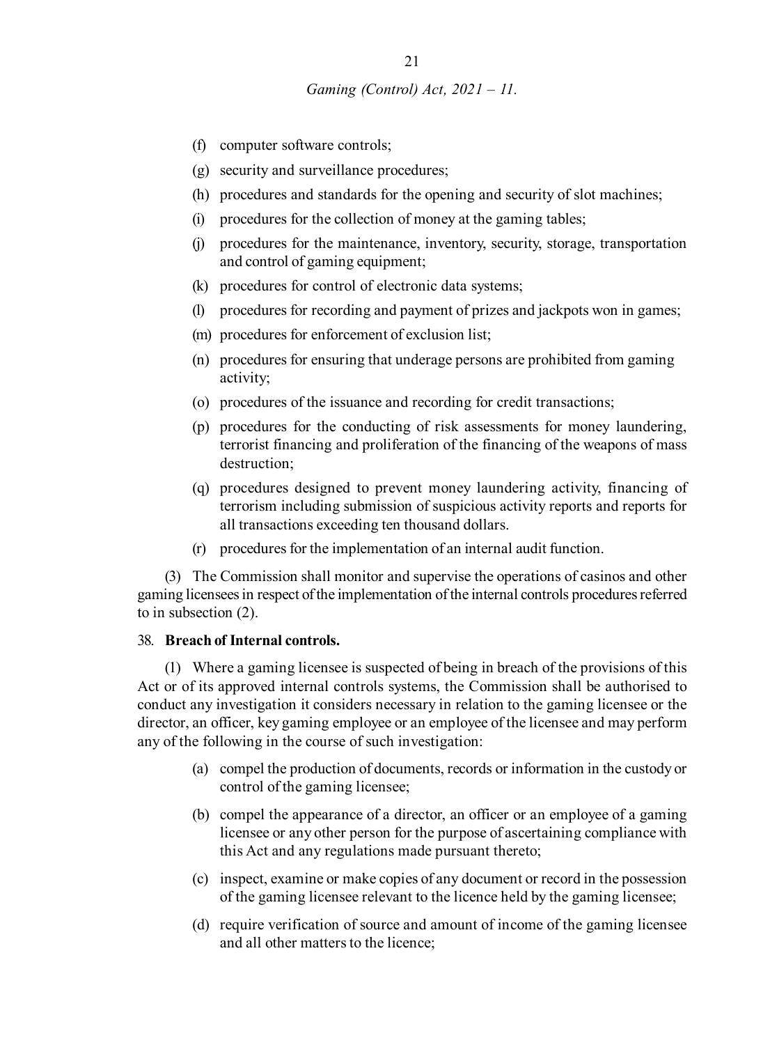(f) computer software controls;

(g) security and surveillance procedures;

(h) procedures and standards for the opening and security of slot machines;

(i) procedures for the collection of money at the gaming tables;

(j) procedures for the maintenance, inventory, security, storage, transportation and control of gaming equipment;

(k) procedures for control of electronic data systems;

(l) procedures for recording and payment of prizes and jackpots won in games;

(m) procedures for enforcement of exclusion list;

(n) procedures for ensuring that underage persons are prohibited from gaming activity;

(o) procedures of the issuance and recording for credit transactions;

(p) procedures for the conducting of risk assessments for money laundering, terrorist financing and proliferation of the financing of the weapons of mass destruction;

(q) procedures designed to prevent money laundering activity, financing of terrorism including submission of suspicious activity reports and reports for all transactions exceeding ten thousand dollars.

(r) procedures for the implementation of an internal audit function.

(3) The Commission shall monitor and supervise the operations of casinos and other gaming licensees in respect of the implementation of the internal controls procedures referred to in subsection (2).

38. **Breach of Internal controls.**

(1) Where a gaming licensee is suspected of being in breach of the provisions of this Act or of its approved internal controls systems, the Commission shall be authorised to conduct any investigation it considers necessary in relation to the gaming licensee or the director, an officer, key gaming employee or an employee of the licensee and may perform any of the following in the course of such investigation:

(a) compel the production of documents, records or information in the custody or control of the gaming licensee;

(b) compel the appearance of a director, an officer or an employee of a gaming licensee or any other person for the purpose of ascertaining compliance with this Act and any regulations made pursuant thereto;

(c) inspect, examine or make copies of any document or record in the possession of the gaming licensee relevant to the licence held by the gaming licensee;

(d) require verification of source and amount of income of the gaming licensee and all other matters to the licence;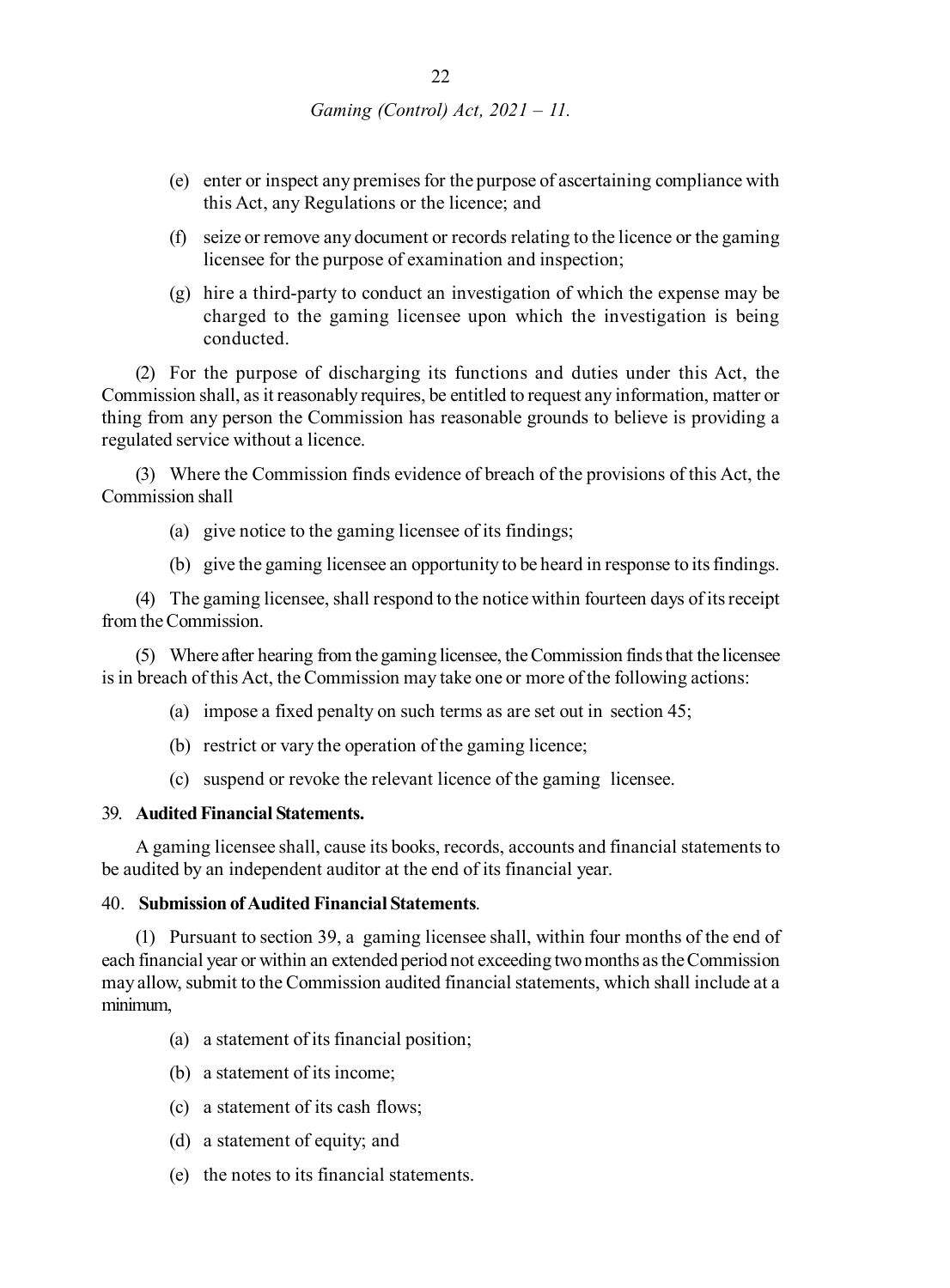(e) enter or inspect any premises for the purpose of ascertaining compliance with this Act, any Regulations or the licence; and

(f) seize or remove any document or records relating to the licence or the gaming licensee for the purpose of examination and inspection;

(g) hire a third-party to conduct an investigation of which the expense may be charged to the gaming licensee upon which the investigation is being conducted.

(2) For the purpose of discharging its functions and duties under this Act, the Commission shall, as it reasonably requires, be entitled to request any information, matter or thing from any person the Commission has reasonable grounds to believe is providing a regulated service without a licence.

(3) Where the Commission finds evidence of breach of the provisions of this Act, the Commission shall

(a) give notice to the gaming licensee of its findings;

(b) give the gaming licensee an opportunity to be heard in response to its findings.

(4) The gaming licensee, shall respond to the notice within fourteen days of its receipt from the Commission.

(5) Where after hearing from the gaming licensee, the Commission finds that the licensee is in breach of this Act, the Commission may take one or more of the following actions:

(a) impose a fixed penalty on such terms as are set out in section 45;

(b) restrict or vary the operation of the gaming licence;

(c) suspend or revoke the relevant licence of the gaming licensee.

39. **Audited Financial Statements.**

A gaming licensee shall, cause its books, records, accounts and financial statements to be audited by an independent auditor at the end of its financial year.

40. **Submission of Audited Financial Statements**.

(1) Pursuant to section 39, a gaming licensee shall, within four months of the end of each financial year or within an extended period not exceeding two months as the Commission may allow, submit to the Commission audited financial statements, which shall include at a minimum,

(a) a statement of its financial position;

(b) a statement of its income;

(c) a statement of its cash flows;

(d) a statement of equity; and

(e) the notes to its financial statements.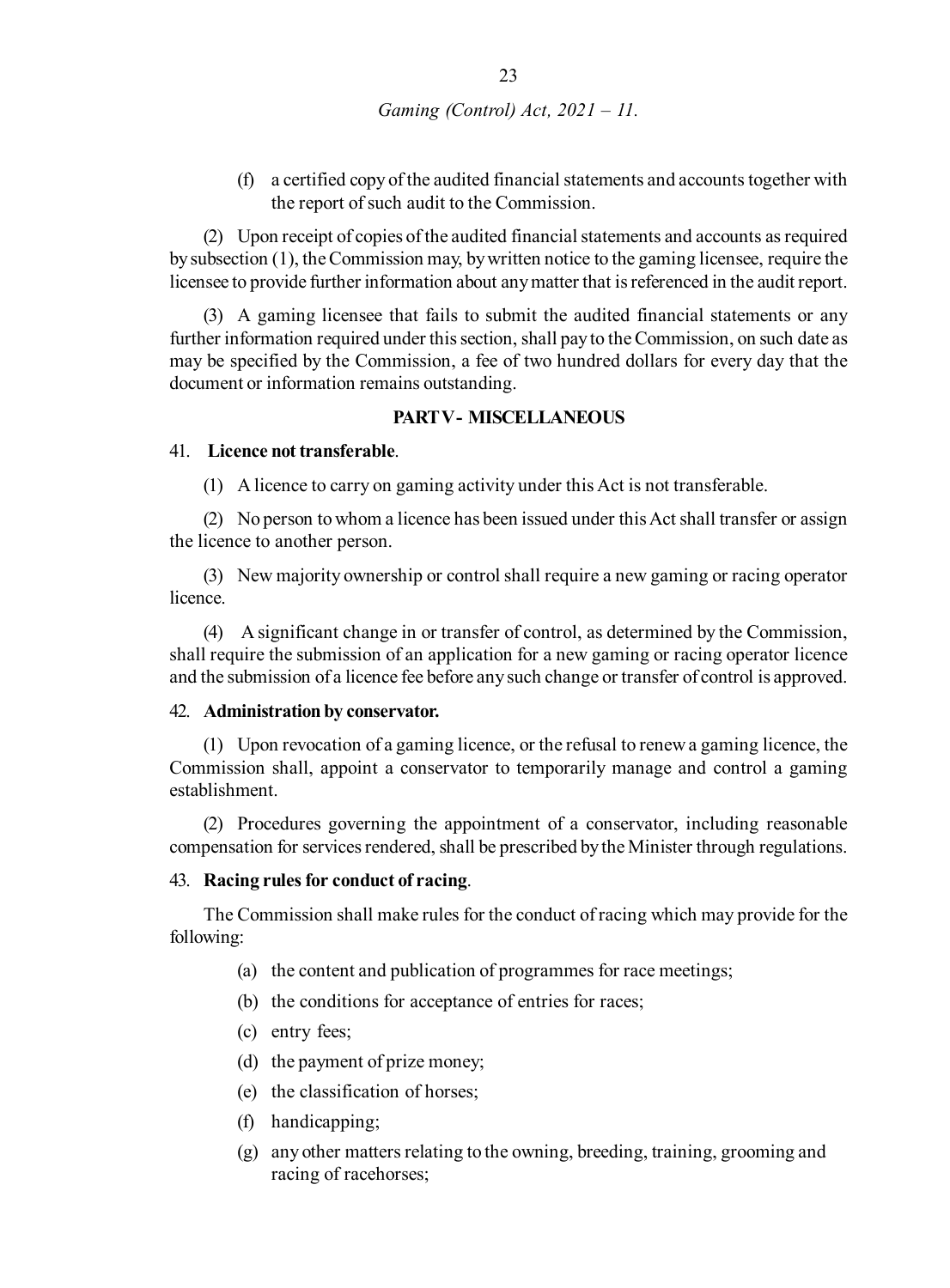(f) a certified copy of the audited financial statements and accounts together with the report of such audit to the Commission.

(2) Upon receipt of copies of the audited financial statements and accounts as required by subsection (1), the Commission may, by written notice to the gaming licensee, require the licensee to provide further information about any matter that is referenced in the audit report.

(3) A gaming licensee that fails to submit the audited financial statements or any further information required under this section, shall pay to the Commission, on such date as may be specified by the Commission, a fee of two hundred dollars for every day that the document or information remains outstanding.

## PART V - MISCELLANEOUS

**41. Licence not transferable.**

(1) A licence to carry on gaming activity under this Act is not transferable.

(2) No person to whom a licence has been issued under this Act shall transfer or assign the licence to another person.

(3) New majority ownership or control shall require a new gaming or racing operator licence.

(4) A significant change in or transfer of control, as determined by the Commission, shall require the submission of an application for a new gaming or racing operator licence and the submission of a licence fee before any such change or transfer of control is approved.

**42. Administration by conservator.**

(1) Upon revocation of a gaming licence, or the refusal to renew a gaming licence, the Commission shall, appoint a conservator to temporarily manage and control a gaming establishment.

(2) Procedures governing the appointment of a conservator, including reasonable compensation for services rendered, shall be prescribed by the Minister through regulations.

**43. Racing rules for conduct of racing.**

The Commission shall make rules for the conduct of racing which may provide for the following:

(a) the content and publication of programmes for race meetings;

(b) the conditions for acceptance of entries for races;

(c) entry fees;

(d) the payment of prize money;

(e) the classification of horses;

(f) handicapping;

(g) any other matters relating to the owning, breeding, training, grooming and racing of racehorses;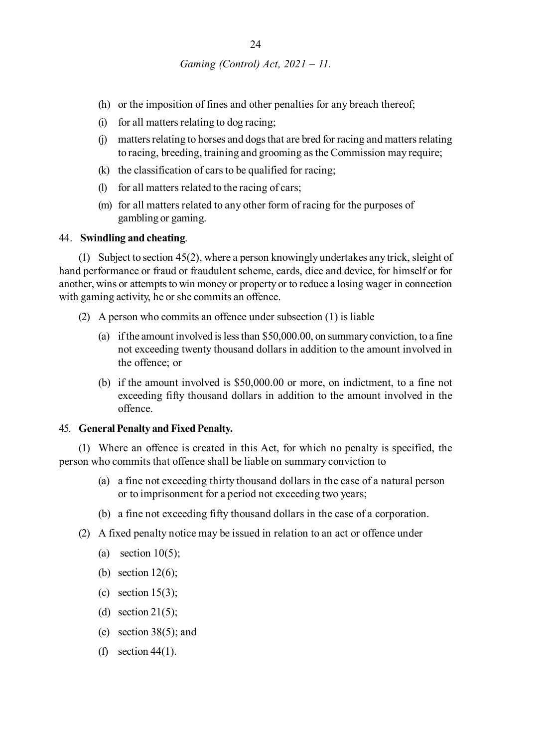(h) or the imposition of fines and other penalties for any breach thereof;

(i) for all matters relating to dog racing;

(j) matters relating to horses and dogs that are bred for racing and matters relating to racing, breeding, training and grooming as the Commission may require;

(k) the classification of cars to be qualified for racing;

(l) for all matters related to the racing of cars;

(m) for all matters related to any other form of racing for the purposes of gambling or gaming.

44. **Swindling and cheating**.

(1) Subject to section 45(2), where a person knowingly undertakes any trick, sleight of hand performance or fraud or fraudulent scheme, cards, dice and device, for himself or for another, wins or attempts to win money or property or to reduce a losing wager in connection with gaming activity, he or she commits an offence.

(2) A person who commits an offence under subsection (1) is liable

(a) if the amount involved is less than $50,000.00, on summary conviction, to a fine not exceeding twenty thousand dollars in addition to the amount involved in the offence; or

(b) if the amount involved is $50,000.00 or more, on indictment, to a fine not exceeding fifty thousand dollars in addition to the amount involved in the offence.

45. **General Penalty and Fixed Penalty.**

(1) Where an offence is created in this Act, for which no penalty is specified, the person who commits that offence shall be liable on summary conviction to

(a) a fine not exceeding thirty thousand dollars in the case of a natural person or to imprisonment for a period not exceeding two years;

(b) a fine not exceeding fifty thousand dollars in the case of a corporation.

(2) A fixed penalty notice may be issued in relation to an act or offence under

(a) section 10(5);

(b) section 12(6);

(c) section 15(3);

(d) section 21(5);

(e) section 38(5); and

(f) section 44(1).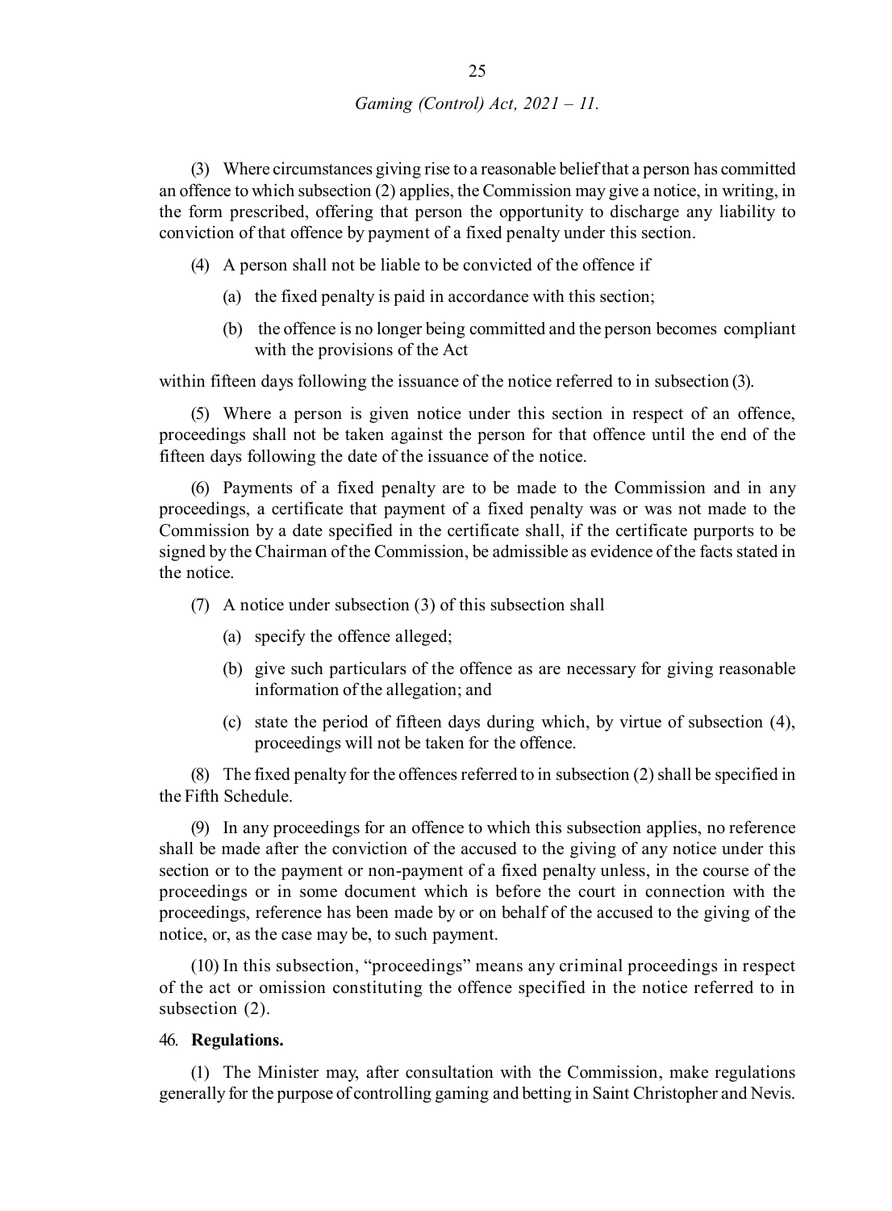(3) Where circumstances giving rise to a reasonable belief that a person has committed an offence to which subsection (2) applies, the Commission may give a notice, in writing, in the form prescribed, offering that person the opportunity to discharge any liability to conviction of that offence by payment of a fixed penalty under this section.

(4) A person shall not be liable to be convicted of the offence if

(a) the fixed penalty is paid in accordance with this section;

(b) the offence is no longer being committed and the person becomes compliant with the provisions of the Act

within fifteen days following the issuance of the notice referred to in subsection (3).

(5) Where a person is given notice under this section in respect of an offence, proceedings shall not be taken against the person for that offence until the end of the fifteen days following the date of the issuance of the notice.

(6) Payments of a fixed penalty are to be made to the Commission and in any proceedings, a certificate that payment of a fixed penalty was or was not made to the Commission by a date specified in the certificate shall, if the certificate purports to be signed by the Chairman of the Commission, be admissible as evidence of the facts stated in the notice.

(7) A notice under subsection (3) of this subsection shall

(a) specify the offence alleged;

(b) give such particulars of the offence as are necessary for giving reasonable information of the allegation; and

(c) state the period of fifteen days during which, by virtue of subsection (4), proceedings will not be taken for the offence.

(8) The fixed penalty for the offences referred to in subsection (2) shall be specified in the Fifth Schedule.

(9) In any proceedings for an offence to which this subsection applies, no reference shall be made after the conviction of the accused to the giving of any notice under this section or to the payment or non-payment of a fixed penalty unless, in the course of the proceedings or in some document which is before the court in connection with the proceedings, reference has been made by or on behalf of the accused to the giving of the notice, or, as the case may be, to such payment.

(10) In this subsection, "proceedings" means any criminal proceedings in respect of the act or omission constituting the offence specified in the notice referred to in subsection (2).

46. **Regulations.**

(1) The Minister may, after consultation with the Commission, make regulations generally for the purpose of controlling gaming and betting in Saint Christopher and Nevis.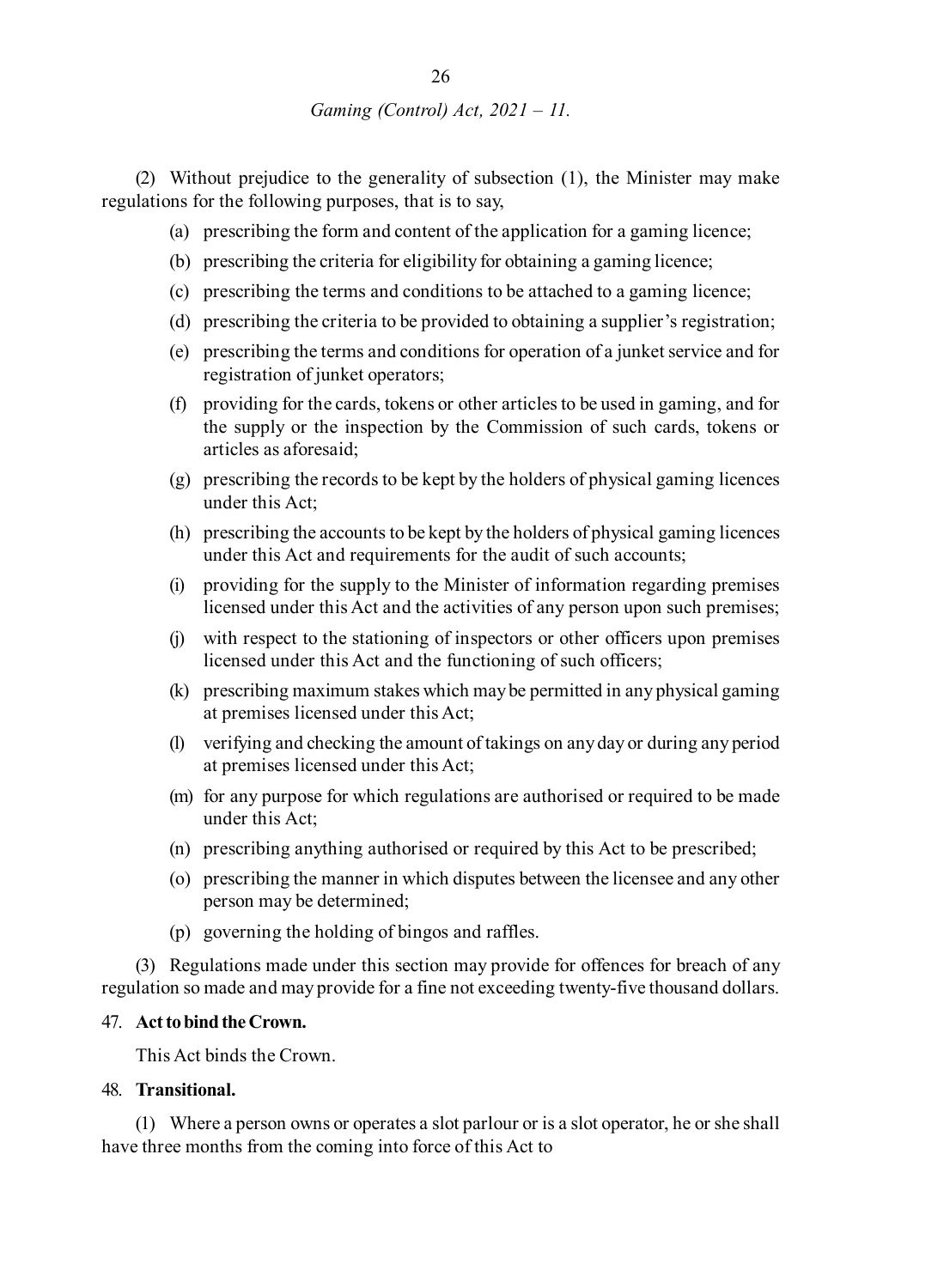(2) Without prejudice to the generality of subsection (1), the Minister may make regulations for the following purposes, that is to say,

(a) prescribing the form and content of the application for a gaming licence;

(b) prescribing the criteria for eligibility for obtaining a gaming licence;

(c) prescribing the terms and conditions to be attached to a gaming licence;

(d) prescribing the criteria to be provided to obtaining a supplier's registration;

(e) prescribing the terms and conditions for operation of a junket service and for registration of junket operators;

(f) providing for the cards, tokens or other articles to be used in gaming, and for the supply or the inspection by the Commission of such cards, tokens or articles as aforesaid;

(g) prescribing the records to be kept by the holders of physical gaming licences under this Act;

(h) prescribing the accounts to be kept by the holders of physical gaming licences under this Act and requirements for the audit of such accounts;

(i) providing for the supply to the Minister of information regarding premises licensed under this Act and the activities of any person upon such premises;

(j) with respect to the stationing of inspectors or other officers upon premises licensed under this Act and the functioning of such officers;

(k) prescribing maximum stakes which may be permitted in any physical gaming at premises licensed under this Act;

(l) verifying and checking the amount of takings on any day or during any period at premises licensed under this Act;

(m) for any purpose for which regulations are authorised or required to be made under this Act;

(n) prescribing anything authorised or required by this Act to be prescribed;

(o) prescribing the manner in which disputes between the licensee and any other person may be determined;

(p) governing the holding of bingos and raffles.

(3) Regulations made under this section may provide for offences for breach of any regulation so made and may provide for a fine not exceeding twenty-five thousand dollars.

47. **Act to bind the Crown.**

This Act binds the Crown.

48. **Transitional.**

(1) Where a person owns or operates a slot parlour or is a slot operator, he or she shall have three months from the coming into force of this Act to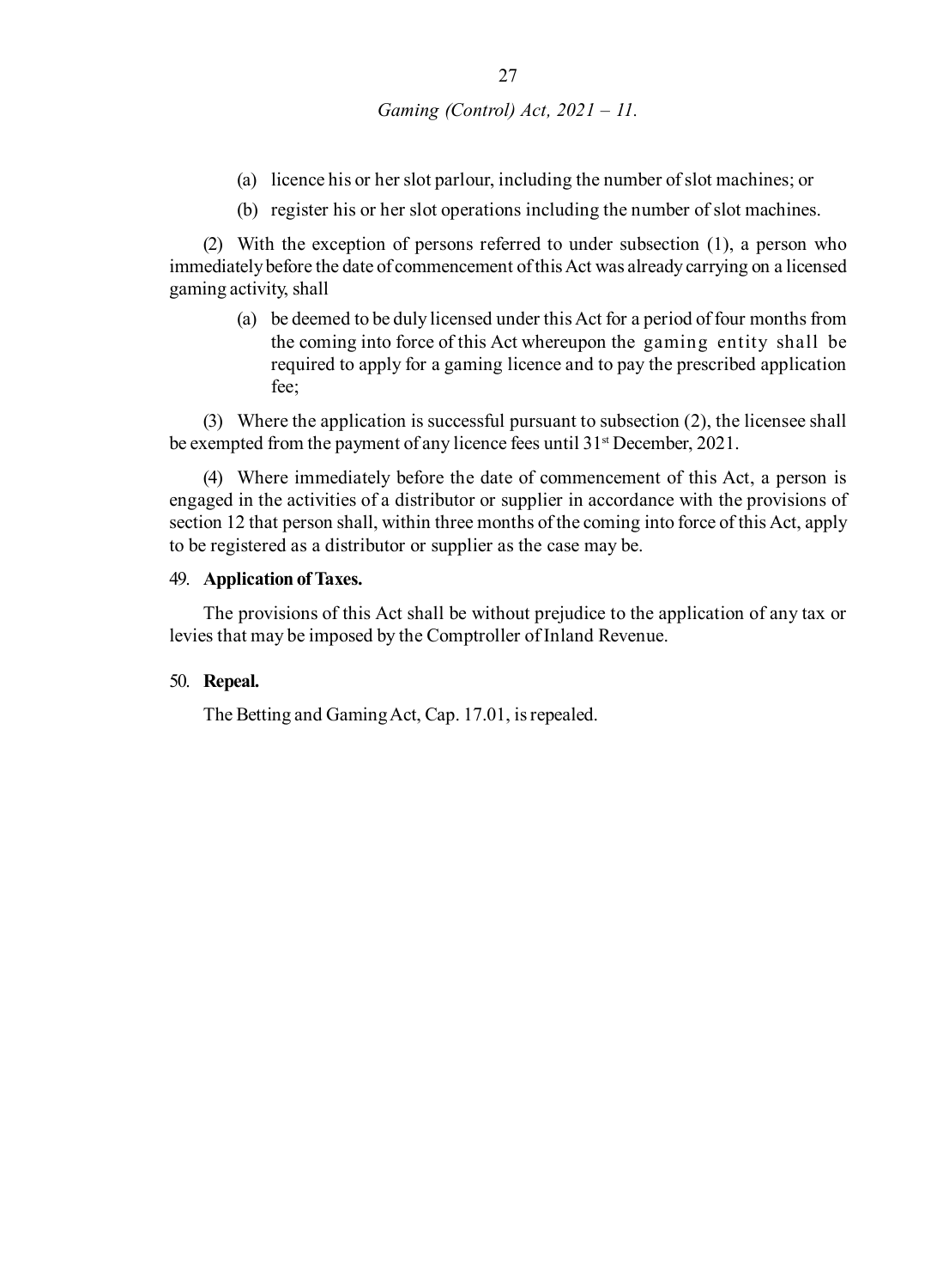(a) licence his or her slot parlour, including the number of slot machines; or

(b) register his or her slot operations including the number of slot machines.

(2) With the exception of persons referred to under subsection (1), a person who immediately before the date of commencement of this Act was already carrying on a licensed gaming activity, shall

(a) be deemed to be duly licensed under this Act for a period of four months from the coming into force of this Act whereupon the gaming entity shall be required to apply for a gaming licence and to pay the prescribed application fee;

(3) Where the application is successful pursuant to subsection (2), the licensee shall be exempted from the payment of any licence fees until 31st December, 2021.

(4) Where immediately before the date of commencement of this Act, a person is engaged in the activities of a distributor or supplier in accordance with the provisions of section 12 that person shall, within three months of the coming into force of this Act, apply to be registered as a distributor or supplier as the case may be.

49. **Application of Taxes.**

The provisions of this Act shall be without prejudice to the application of any tax or levies that may be imposed by the Comptroller of Inland Revenue.

50. **Repeal.**

The Betting and Gaming Act, Cap. 17.01, is repealed.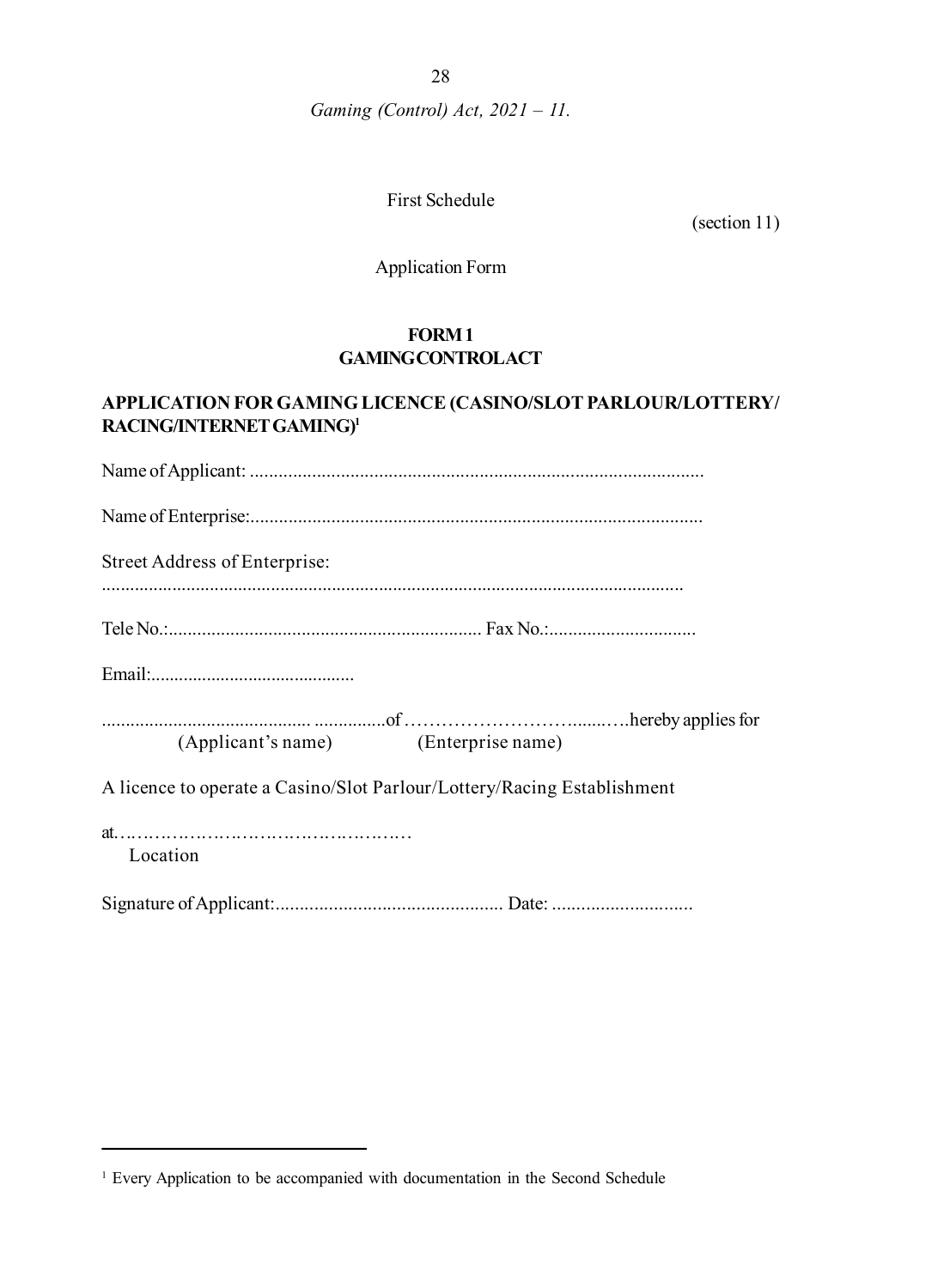First Schedule

(section 11)

Application Form

**FORM 1**
**GAMING CONTROL ACT**

**APPLICATION FOR GAMING LICENCE (CASINO/SLOT PARLOUR/LOTTERY/ RACING/INTERNET GAMING)[1]**

Name of Applicant: ...............................................................................................

Name of Enterprise:...............................................................................................

Street Address of Enterprise:
...........................................................................................................................

Tele No.:................................................................... Fax No.:...............................

Email:...........................................

........................................... ...............of ………………………….......….hereby applies for
(Applicant's name) (Enterprise name)

A licence to operate a Casino/Slot Parlour/Lottery/Racing Establishment

at.……………………………………………
Location

Signature of Applicant:............................................... Date: .............................

---

[1] Every Application to be accompanied with documentation in the Second Schedule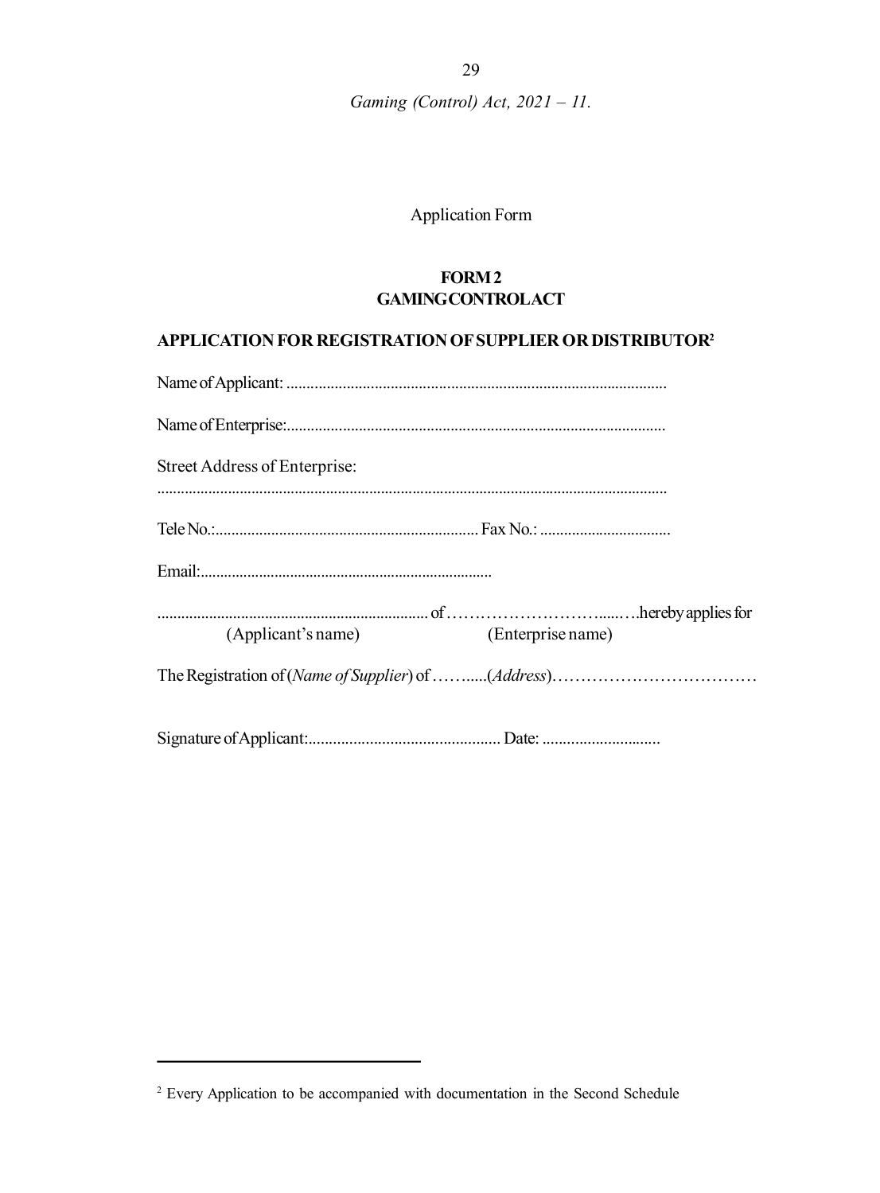Application Form

**FORM 2**
**GAMING CONTROL ACT**

**APPLICATION FOR REGISTRATION OF SUPPLIER OR DISTRIBUTOR**[2]

Name of Applicant: ..............................................................................................

Name of Enterprise:..............................................................................................

Street Address of Enterprise:
................................................................................................................................

Tele No.:.................................................................. Fax No.: .................................

Email:..........................................................................

.................................................................... of …………………………......….hereby applies for
(Applicant's name) (Enterprise name)

The Registration of (*Name of Supplier*) of ……......(*Address*)………………………………

Signature of Applicant:................................................ Date: .............................

---

[2] Every Application to be accompanied with documentation in the Second Schedule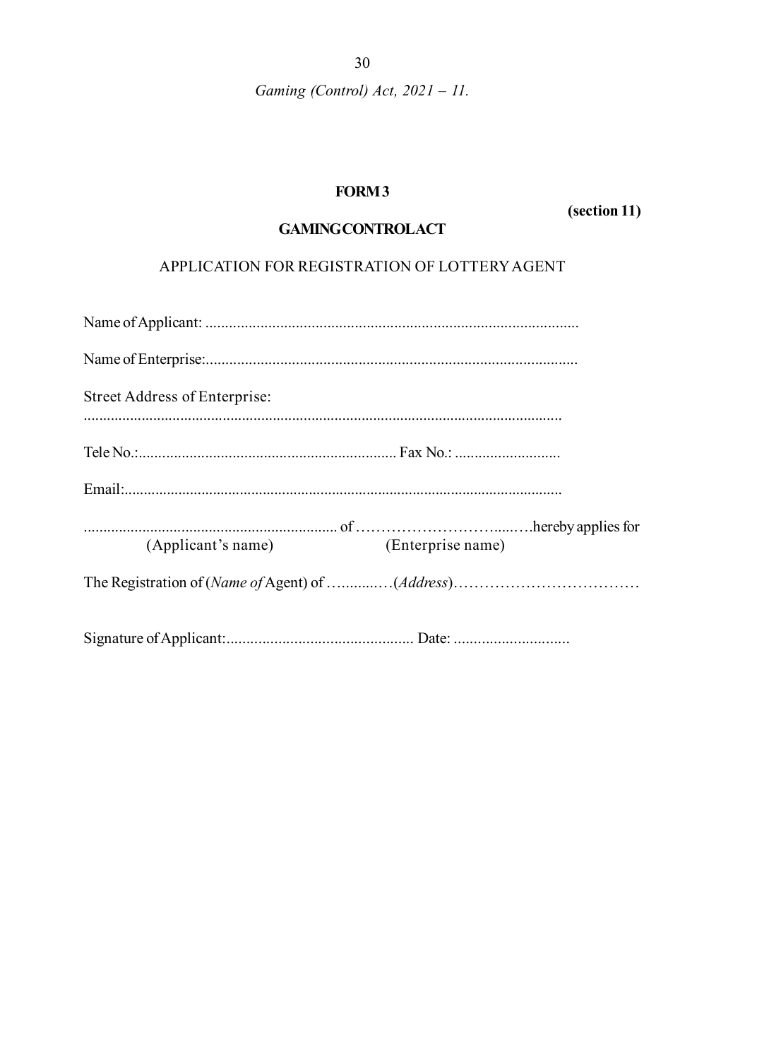**FORM 3**

**(section 11)**

**GAMING CONTROL ACT**

APPLICATION FOR REGISTRATION OF LOTTERY AGENT

Name of Applicant: ...............................................................................................

Name of Enterprise:..............................................................................................

Street Address of Enterprise:
..........................................................................................................................

Tele No.:................................................................. Fax No.: ..........................

Email:................................................................................................................

................................................................ of ……………………….....….hereby applies for
(Applicant's name) (Enterprise name)

The Registration of (*Name of* Agent) of …........…(*Address*)………………………………

Signature of Applicant:.............................................. Date: ............................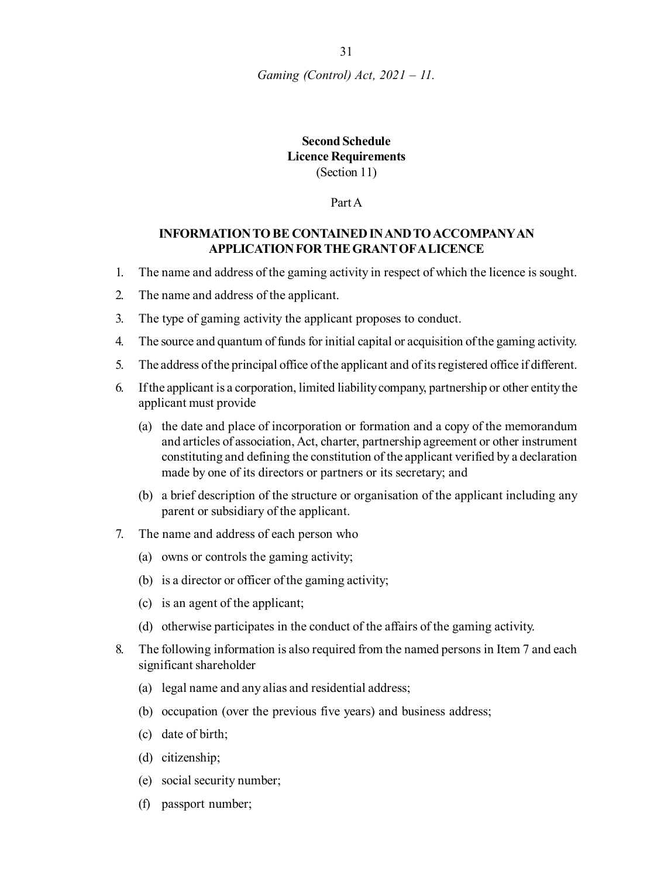## Second Schedule
## Licence Requirements
(Section 11)

Part A

### INFORMATION TO BE CONTAINED IN AND TO ACCOMPANY AN APPLICATION FOR THE GRANT OF A LICENCE

1. The name and address of the gaming activity in respect of which the licence is sought.
2. The name and address of the applicant.
3. The type of gaming activity the applicant proposes to conduct.
4. The source and quantum of funds for initial capital or acquisition of the gaming activity.
5. The address of the principal office of the applicant and of its registered office if different.
6. If the applicant is a corporation, limited liability company, partnership or other entity the applicant must provide
   - (a) the date and place of incorporation or formation and a copy of the memorandum and articles of association, Act, charter, partnership agreement or other instrument constituting and defining the constitution of the applicant verified by a declaration made by one of its directors or partners or its secretary; and
   - (b) a brief description of the structure or organisation of the applicant including any parent or subsidiary of the applicant.
7. The name and address of each person who
   - (a) owns or controls the gaming activity;
   - (b) is a director or officer of the gaming activity;
   - (c) is an agent of the applicant;
   - (d) otherwise participates in the conduct of the affairs of the gaming activity.
8. The following information is also required from the named persons in Item 7 and each significant shareholder
   - (a) legal name and any alias and residential address;
   - (b) occupation (over the previous five years) and business address;
   - (c) date of birth;
   - (d) citizenship;
   - (e) social security number;
   - (f) passport number;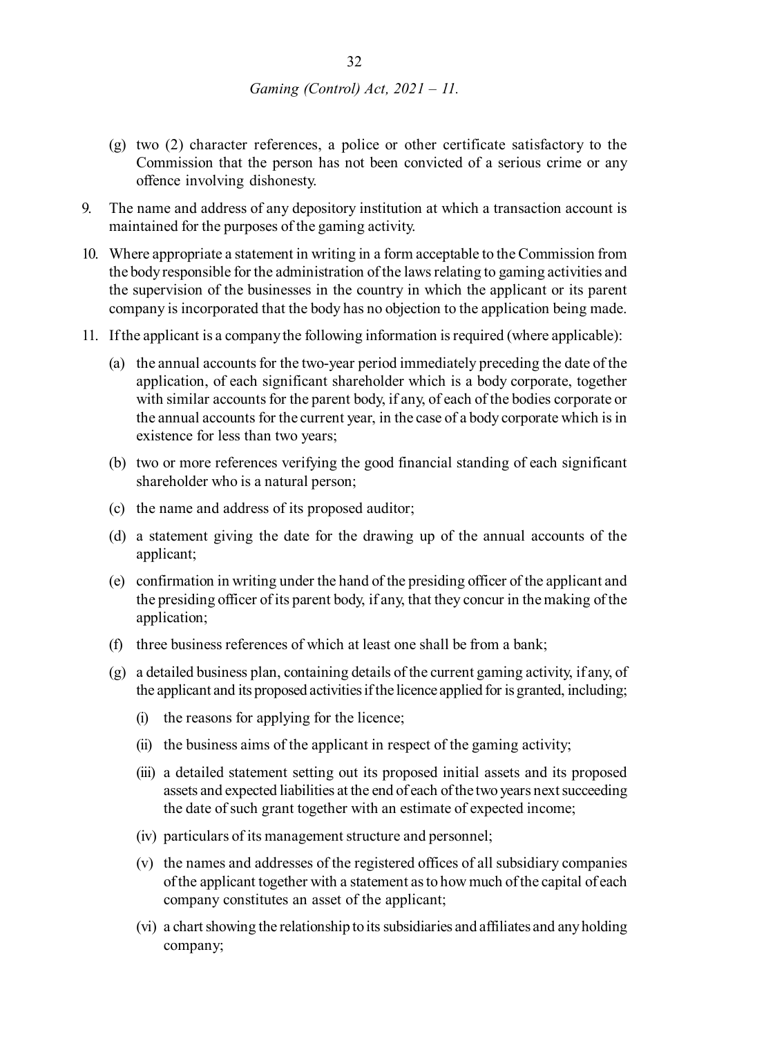(g) two (2) character references, a police or other certificate satisfactory to the Commission that the person has not been convicted of a serious crime or any offence involving dishonesty.

9. The name and address of any depository institution at which a transaction account is maintained for the purposes of the gaming activity.

10. Where appropriate a statement in writing in a form acceptable to the Commission from the body responsible for the administration of the laws relating to gaming activities and the supervision of the businesses in the country in which the applicant or its parent company is incorporated that the body has no objection to the application being made.

11. If the applicant is a company the following information is required (where applicable):

(a) the annual accounts for the two-year period immediately preceding the date of the application, of each significant shareholder which is a body corporate, together with similar accounts for the parent body, if any, of each of the bodies corporate or the annual accounts for the current year, in the case of a body corporate which is in existence for less than two years;

(b) two or more references verifying the good financial standing of each significant shareholder who is a natural person;

(c) the name and address of its proposed auditor;

(d) a statement giving the date for the drawing up of the annual accounts of the applicant;

(e) confirmation in writing under the hand of the presiding officer of the applicant and the presiding officer of its parent body, if any, that they concur in the making of the application;

(f) three business references of which at least one shall be from a bank;

(g) a detailed business plan, containing details of the current gaming activity, if any, of the applicant and its proposed activities if the licence applied for is granted, including;

(i) the reasons for applying for the licence;

(ii) the business aims of the applicant in respect of the gaming activity;

(iii) a detailed statement setting out its proposed initial assets and its proposed assets and expected liabilities at the end of each of the two years next succeeding the date of such grant together with an estimate of expected income;

(iv) particulars of its management structure and personnel;

(v) the names and addresses of the registered offices of all subsidiary companies of the applicant together with a statement as to how much of the capital of each company constitutes an asset of the applicant;

(vi) a chart showing the relationship to its subsidiaries and affiliates and any holding company;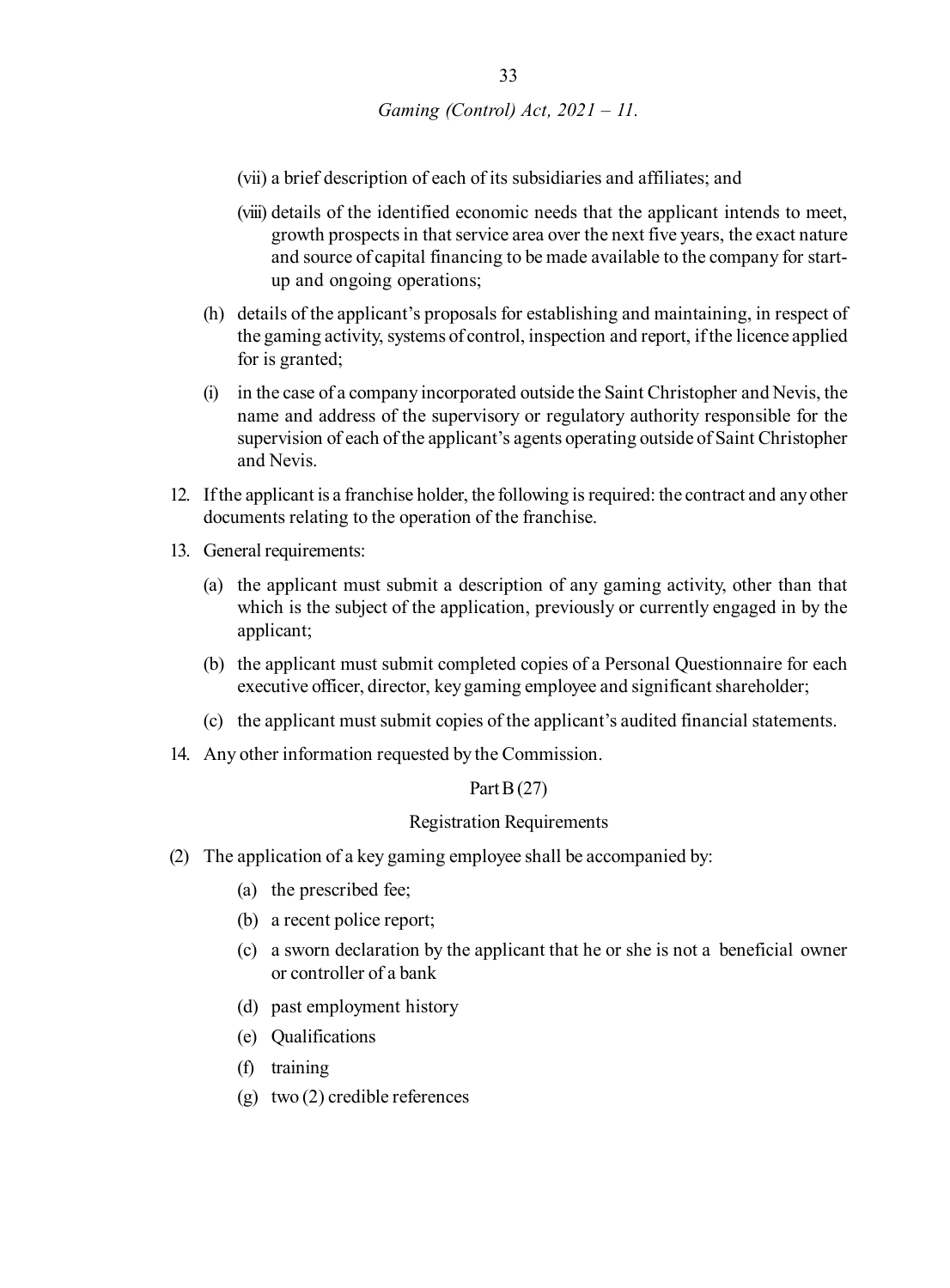(vii) a brief description of each of its subsidiaries and affiliates; and

(viii) details of the identified economic needs that the applicant intends to meet, growth prospects in that service area over the next five years, the exact nature and source of capital financing to be made available to the company for start-up and ongoing operations;

(h) details of the applicant's proposals for establishing and maintaining, in respect of the gaming activity, systems of control, inspection and report, if the licence applied for is granted;

(i) in the case of a company incorporated outside the Saint Christopher and Nevis, the name and address of the supervisory or regulatory authority responsible for the supervision of each of the applicant's agents operating outside of Saint Christopher and Nevis.

12. If the applicant is a franchise holder, the following is required: the contract and any other documents relating to the operation of the franchise.

13. General requirements:

(a) the applicant must submit a description of any gaming activity, other than that which is the subject of the application, previously or currently engaged in by the applicant;

(b) the applicant must submit completed copies of a Personal Questionnaire for each executive officer, director, key gaming employee and significant shareholder;

(c) the applicant must submit copies of the applicant's audited financial statements.

14. Any other information requested by the Commission.

Part B (27)

Registration Requirements

(2) The application of a key gaming employee shall be accompanied by:

(a) the prescribed fee;

(b) a recent police report;

(c) a sworn declaration by the applicant that he or she is not a beneficial owner or controller of a bank

(d) past employment history

(e) Qualifications

(f) training

(g) two (2) credible references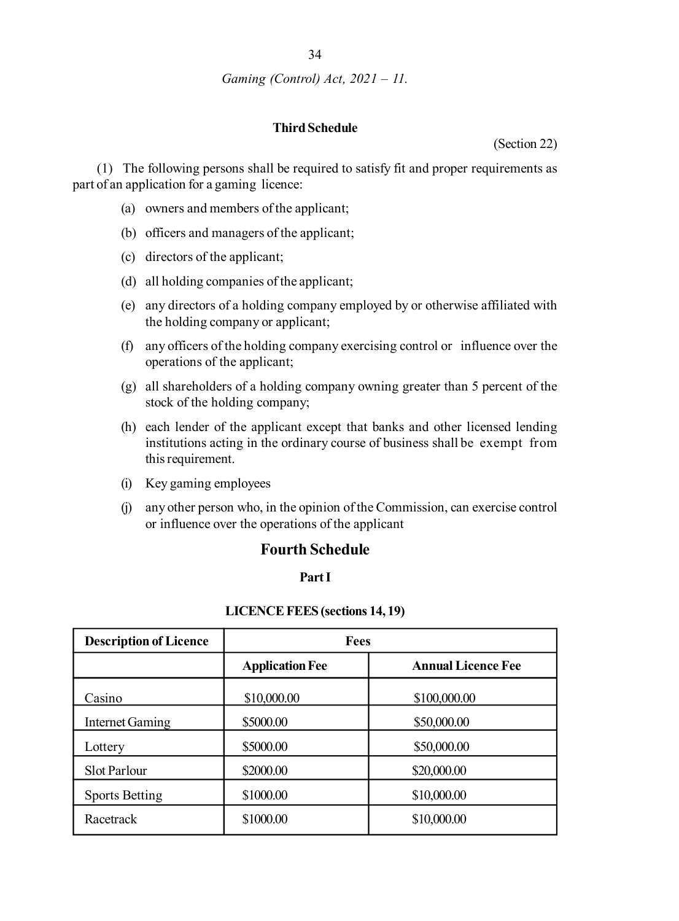## Third Schedule

(Section 22)

(1) The following persons shall be required to satisfy fit and proper requirements as part of an application for a gaming licence:

(a) owners and members of the applicant;

(b) officers and managers of the applicant;

(c) directors of the applicant;

(d) all holding companies of the applicant;

(e) any directors of a holding company employed by or otherwise affiliated with the holding company or applicant;

(f) any officers of the holding company exercising control or influence over the operations of the applicant;

(g) all shareholders of a holding company owning greater than 5 percent of the stock of the holding company;

(h) each lender of the applicant except that banks and other licensed lending institutions acting in the ordinary course of business shall be exempt from this requirement.

(i) Key gaming employees

(j) any other person who, in the opinion of the Commission, can exercise control or influence over the operations of the applicant

## Fourth Schedule

### Part I

**LICENCE FEES (sections 14, 19)**

| Description of Licence | Fees | |
|---|---|---|
| | Application Fee | Annual Licence Fee |
| Casino | $10,000.00 | $100,000.00 |
| Internet Gaming | $5000.00 | $50,000.00 |
| Lottery | $5000.00 | $50,000.00 |
| Slot Parlour | $2000.00 | $20,000.00 |
| Sports Betting | $1000.00 | $10,000.00 |
| Racetrack | $1000.00 | $10,000.00 |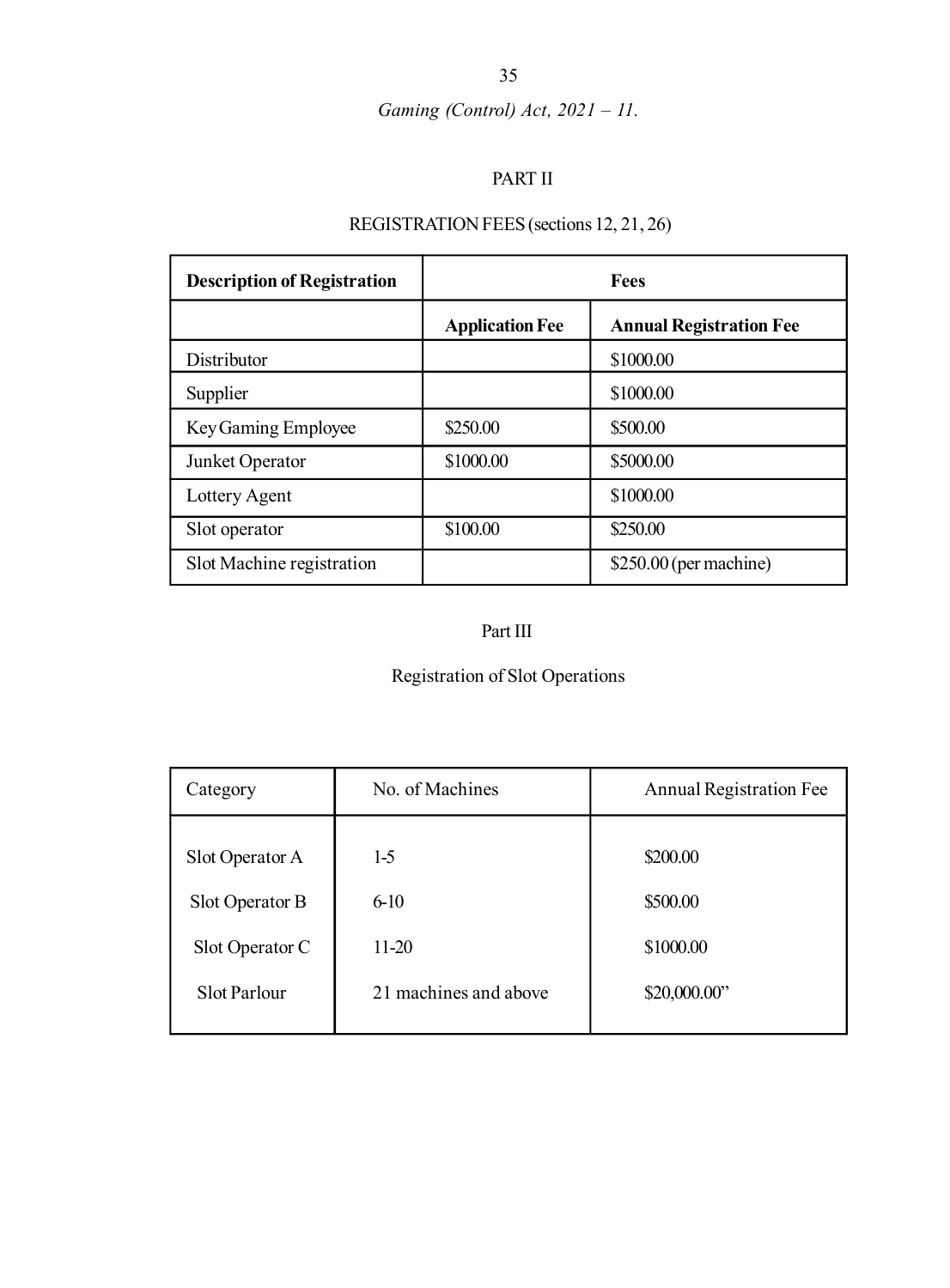## PART II

REGISTRATION FEES (sections 12, 21, 26)

| Description of Registration | Fees | |
|---|---|---|
| | **Application Fee** | **Annual Registration Fee** |
| Distributor | | $1000.00 |
| Supplier | | $1000.00 |
| Key Gaming Employee | $250.00 | $500.00 |
| Junket Operator | $1000.00 | $5000.00 |
| Lottery Agent | | $1000.00 |
| Slot operator | $100.00 | $250.00 |
| Slot Machine registration | | $250.00 (per machine) |

## Part III

Registration of Slot Operations

| Category | No. of Machines | Annual Registration Fee |
|---|---|---|
| Slot Operator A | 1-5 | $200.00 |
| Slot Operator B | 6-10 | $500.00 |
| Slot Operator C | 11-20 | $1000.00 |
| Slot Parlour | 21 machines and above | $20,000.00” |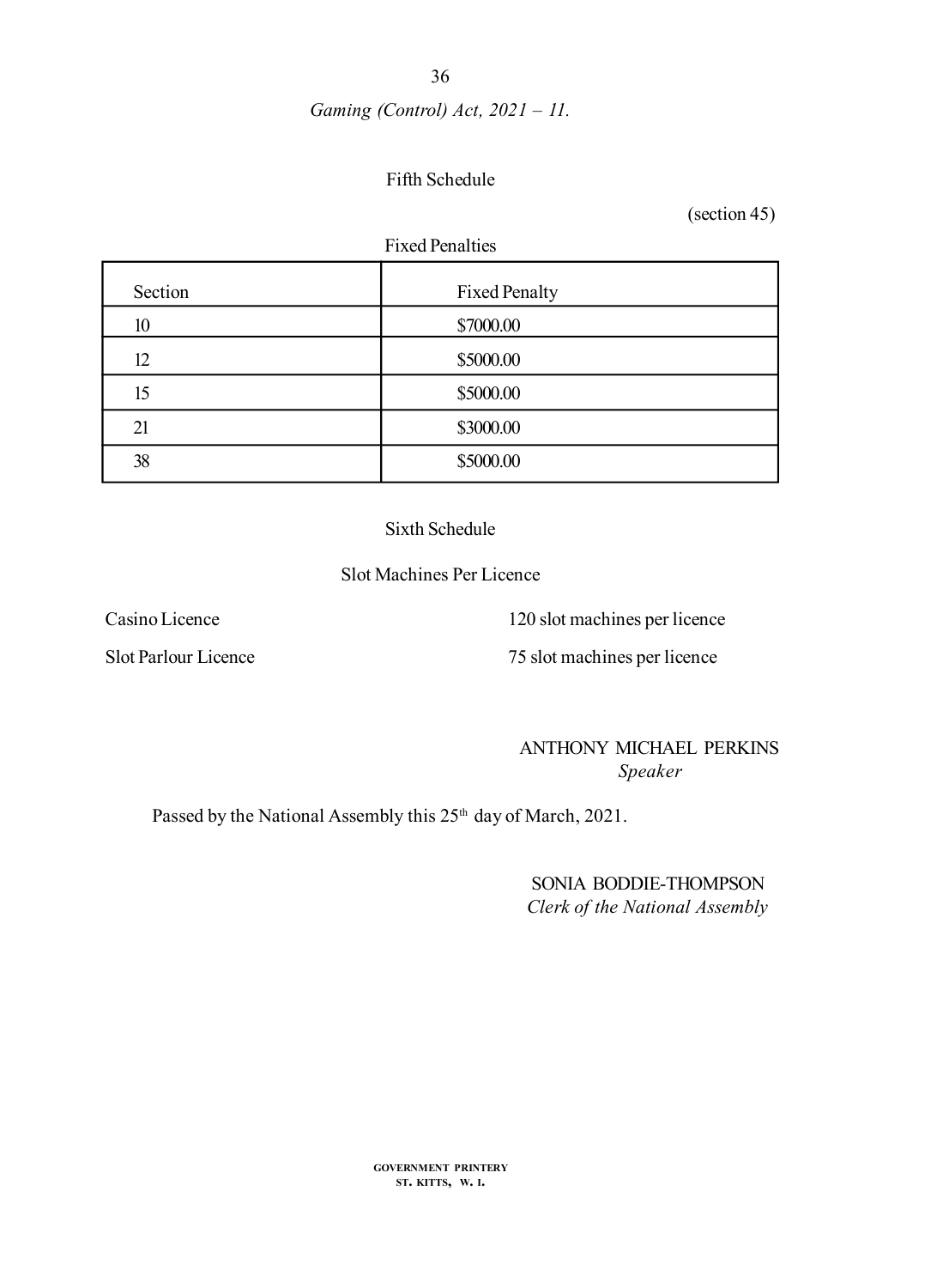## Fifth Schedule

(section 45)

### Fixed Penalties

| Section | Fixed Penalty |
|---|---|
| 10 | $7000.00 |
| 12 | $5000.00 |
| 15 | $5000.00 |
| 21 | $3000.00 |
| 38 | $5000.00 |

## Sixth Schedule

### Slot Machines Per Licence

| | |
|---|---|
| Casino Licence | 120 slot machines per licence |
| Slot Parlour Licence | 75 slot machines per licence |

ANTHONY MICHAEL PERKINS
*Speaker*

Passed by the National Assembly this 25th day of March, 2021.

SONIA BODDIE-THOMPSON
*Clerk of the National Assembly*

GOVERNMENT PRINTERY
ST. KITTS, W. I.